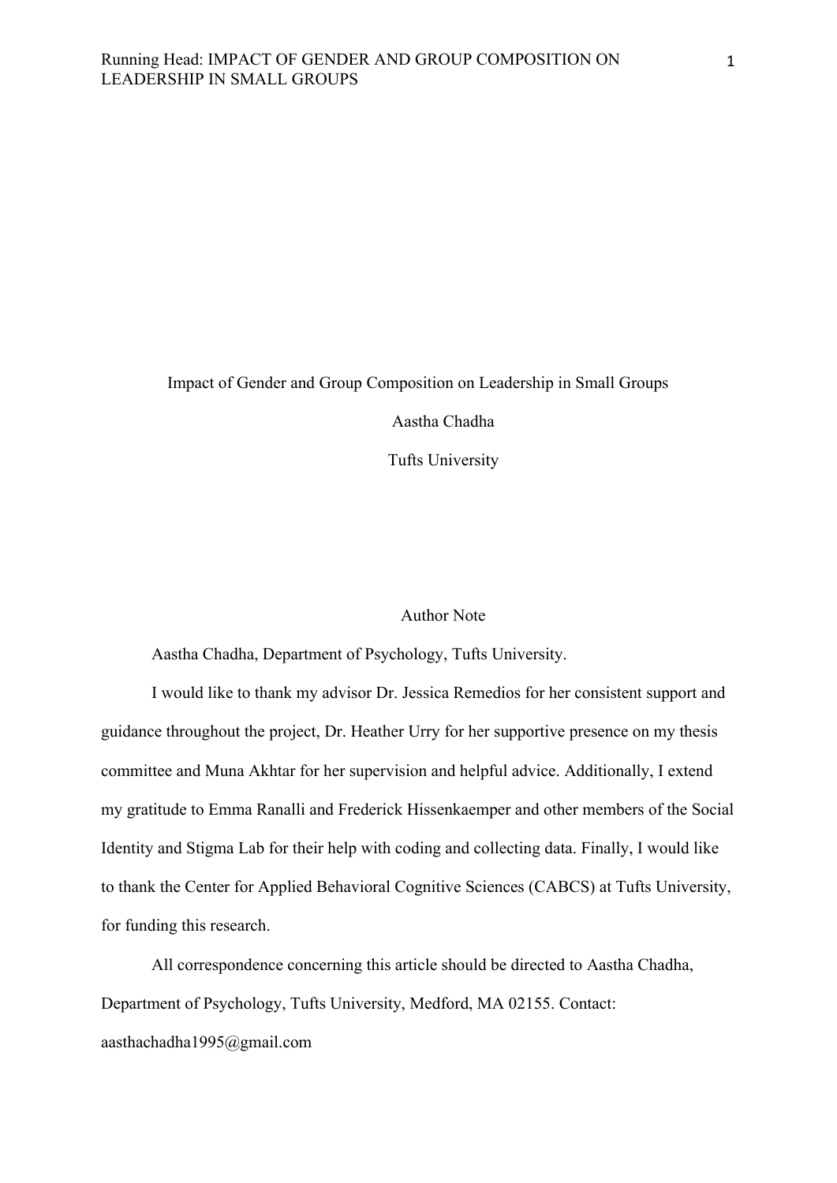# Impact of Gender and Group Composition on Leadership in Small Groups

Aastha Chadha

Tufts University

Author Note

Aastha Chadha, Department of Psychology, Tufts University.

I would like to thank my advisor Dr. Jessica Remedios for her consistent support and guidance throughout the project, Dr. Heather Urry for her supportive presence on my thesis committee and Muna Akhtar for her supervision and helpful advice. Additionally, I extend my gratitude to Emma Ranalli and Frederick Hissenkaemper and other members of the Social Identity and Stigma Lab for their help with coding and collecting data. Finally, I would like to thank the Center for Applied Behavioral Cognitive Sciences (CABCS) at Tufts University, for funding this research.

All correspondence concerning this article should be directed to Aastha Chadha, Department of Psychology, Tufts University, Medford, MA 02155. Contact: aasthachadha1995@gmail.com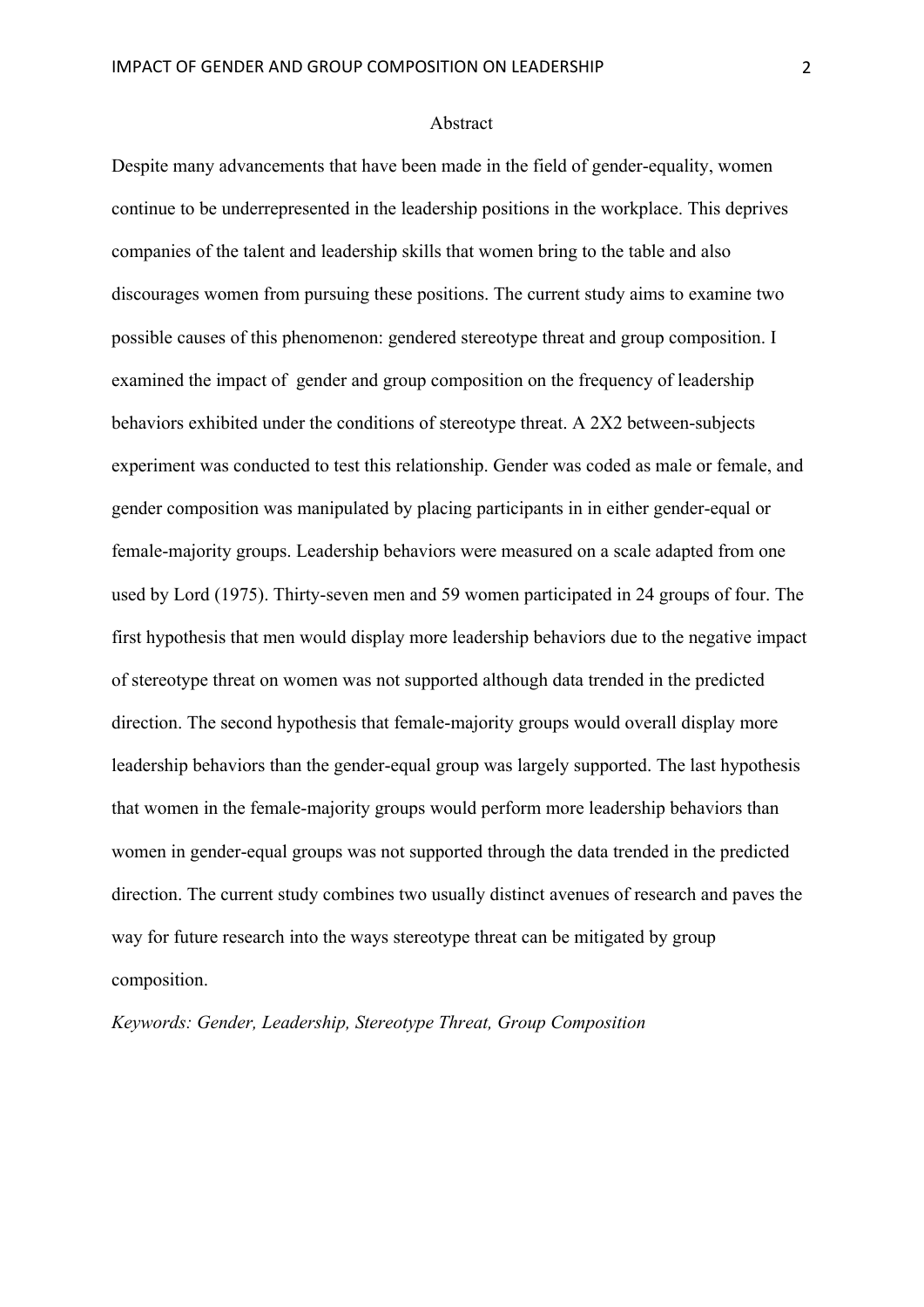## Abstract

Despite many advancements that have been made in the field of gender-equality, women continue to be underrepresented in the leadership positions in the workplace. This deprives companies of the talent and leadership skills that women bring to the table and also discourages women from pursuing these positions. The current study aims to examine two possible causes of this phenomenon: gendered stereotype threat and group composition. I examined the impact of gender and group composition on the frequency of leadership behaviors exhibited under the conditions of stereotype threat. A 2X2 between-subjects experiment was conducted to test this relationship. Gender was coded as male or female, and gender composition was manipulated by placing participants in in either gender-equal or female-majority groups. Leadership behaviors were measured on a scale adapted from one used by Lord (1975). Thirty-seven men and 59 women participated in 24 groups of four. The first hypothesis that men would display more leadership behaviors due to the negative impact of stereotype threat on women was not supported although data trended in the predicted direction. The second hypothesis that female-majority groups would overall display more leadership behaviors than the gender-equal group was largely supported. The last hypothesis that women in the female-majority groups would perform more leadership behaviors than women in gender-equal groups was not supported through the data trended in the predicted direction. The current study combines two usually distinct avenues of research and paves the way for future research into the ways stereotype threat can be mitigated by group composition.

*Keywords: Gender, Leadership, Stereotype Threat, Group Composition*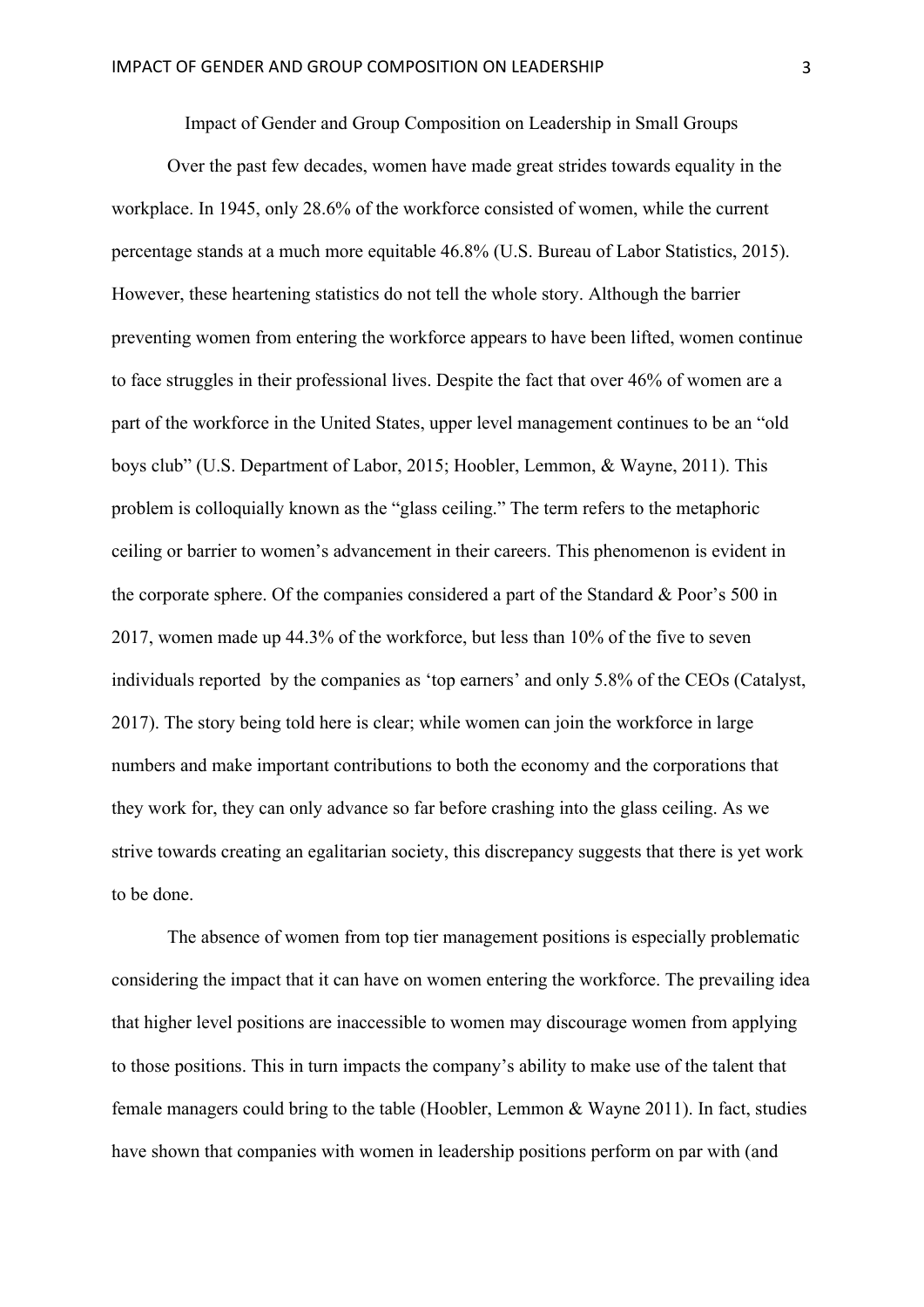# Impact of Gender and Group Composition on Leadership in Small Groups

Over the past few decades, women have made great strides towards equality in the workplace. In 1945, only 28.6% of the workforce consisted of women, while the current percentage stands at a much more equitable 46.8% (U.S. Bureau of Labor Statistics, 2015). However, these heartening statistics do not tell the whole story. Although the barrier preventing women from entering the workforce appears to have been lifted, women continue to face struggles in their professional lives. Despite the fact that over 46% of women are a part of the workforce in the United States, upper level management continues to be an "old boys club" (U.S. Department of Labor, 2015; Hoobler, Lemmon, & Wayne, 2011). This problem is colloquially known as the "glass ceiling." The term refers to the metaphoric ceiling or barrier to women's advancement in their careers. This phenomenon is evident in the corporate sphere. Of the companies considered a part of the Standard & Poor's 500 in 2017, women made up 44.3% of the workforce, but less than 10% of the five to seven individuals reported by the companies as 'top earners' and only 5.8% of the CEOs (Catalyst, 2017). The story being told here is clear; while women can join the workforce in large numbers and make important contributions to both the economy and the corporations that they work for, they can only advance so far before crashing into the glass ceiling. As we strive towards creating an egalitarian society, this discrepancy suggests that there is yet work to be done.

The absence of women from top tier management positions is especially problematic considering the impact that it can have on women entering the workforce. The prevailing idea that higher level positions are inaccessible to women may discourage women from applying to those positions. This in turn impacts the company's ability to make use of the talent that female managers could bring to the table (Hoobler, Lemmon & Wayne 2011). In fact, studies have shown that companies with women in leadership positions perform on par with (and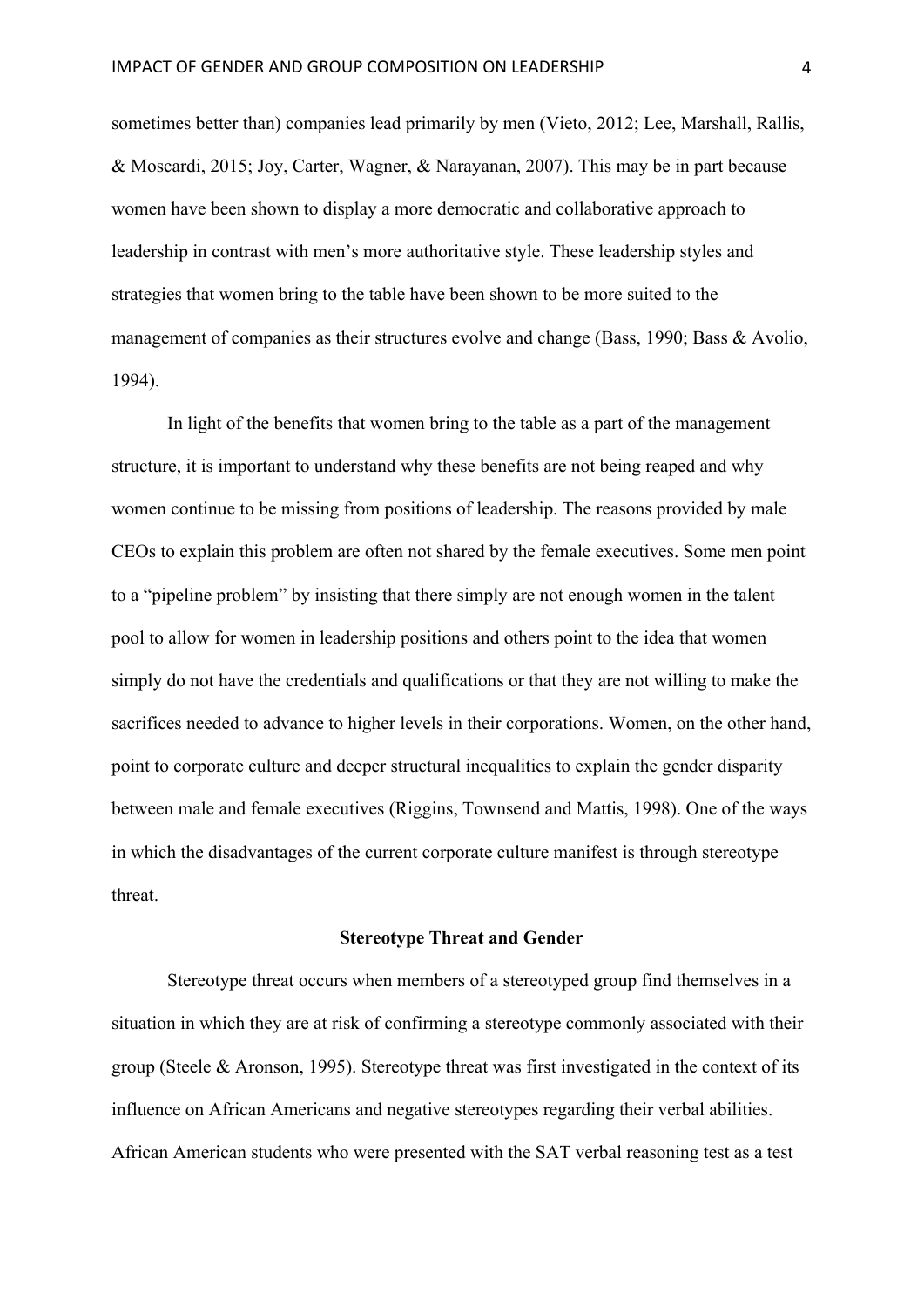sometimes better than) companies lead primarily by men (Vieto, 2012; Lee, Marshall, Rallis, & Moscardi, 2015; Joy, Carter, Wagner, & Narayanan, 2007). This may be in part because women have been shown to display a more democratic and collaborative approach to leadership in contrast with men's more authoritative style. These leadership styles and strategies that women bring to the table have been shown to be more suited to the management of companies as their structures evolve and change (Bass, 1990; Bass & Avolio, 1994).

In light of the benefits that women bring to the table as a part of the management structure, it is important to understand why these benefits are not being reaped and why women continue to be missing from positions of leadership. The reasons provided by male CEOs to explain this problem are often not shared by the female executives. Some men point to a "pipeline problem" by insisting that there simply are not enough women in the talent pool to allow for women in leadership positions and others point to the idea that women simply do not have the credentials and qualifications or that they are not willing to make the sacrifices needed to advance to higher levels in their corporations. Women, on the other hand, point to corporate culture and deeper structural inequalities to explain the gender disparity between male and female executives (Riggins, Townsend and Mattis, 1998). One of the ways in which the disadvantages of the current corporate culture manifest is through stereotype threat.

## Stereotype Threat and Gender

Stereotype threat occurs when members of a stereotyped group find themselves in a situation in which they are at risk of confirming a stereotype commonly associated with their group (Steele & Aronson, 1995). Stereotype threat was first investigated in the context of its influence on African Americans and negative stereotypes regarding their verbal abilities. African American students who were presented with the SAT verbal reasoning test as a test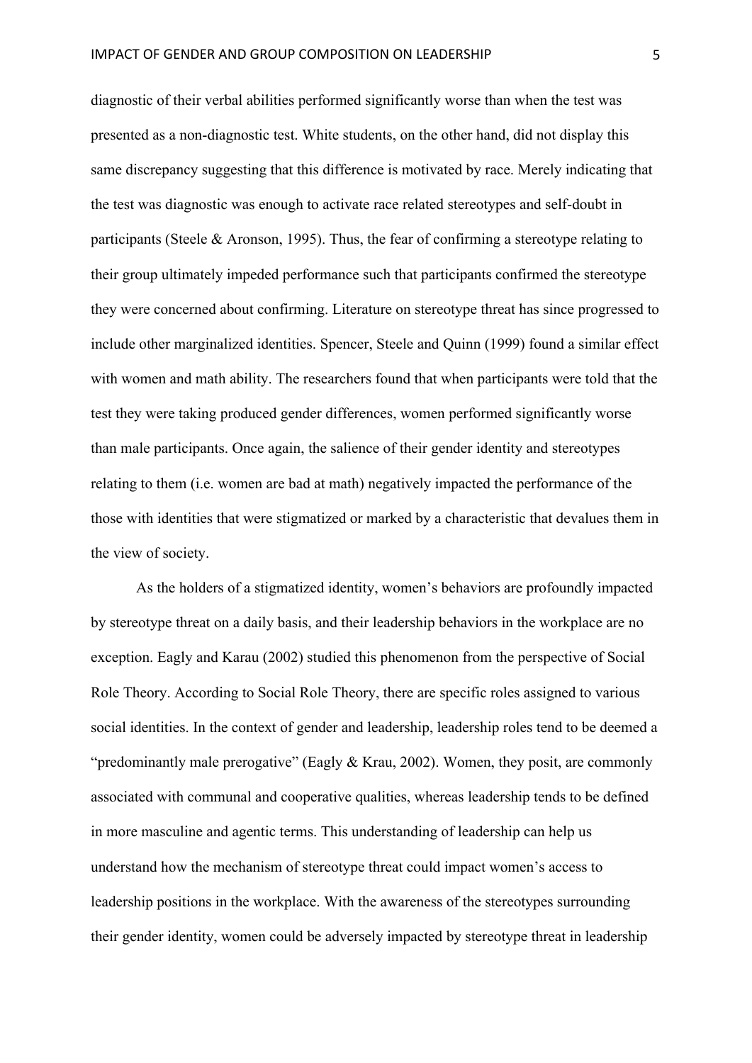diagnostic of their verbal abilities performed significantly worse than when the test was presented as a non-diagnostic test. White students, on the other hand, did not display this same discrepancy suggesting that this difference is motivated by race. Merely indicating that the test was diagnostic was enough to activate race related stereotypes and self-doubt in participants (Steele & Aronson, 1995). Thus, the fear of confirming a stereotype relating to their group ultimately impeded performance such that participants confirmed the stereotype they were concerned about confirming. Literature on stereotype threat has since progressed to include other marginalized identities. Spencer, Steele and Quinn (1999) found a similar effect with women and math ability. The researchers found that when participants were told that the test they were taking produced gender differences, women performed significantly worse than male participants. Once again, the salience of their gender identity and stereotypes relating to them (i.e. women are bad at math) negatively impacted the performance of the those with identities that were stigmatized or marked by a characteristic that devalues them in the view of society.

As the holders of a stigmatized identity, women's behaviors are profoundly impacted by stereotype threat on a daily basis, and their leadership behaviors in the workplace are no exception. Eagly and Karau (2002) studied this phenomenon from the perspective of Social Role Theory. According to Social Role Theory, there are specific roles assigned to various social identities. In the context of gender and leadership, leadership roles tend to be deemed a "predominantly male prerogative" (Eagly & Krau, 2002). Women, they posit, are commonly associated with communal and cooperative qualities, whereas leadership tends to be defined in more masculine and agentic terms. This understanding of leadership can help us understand how the mechanism of stereotype threat could impact women's access to leadership positions in the workplace. With the awareness of the stereotypes surrounding their gender identity, women could be adversely impacted by stereotype threat in leadership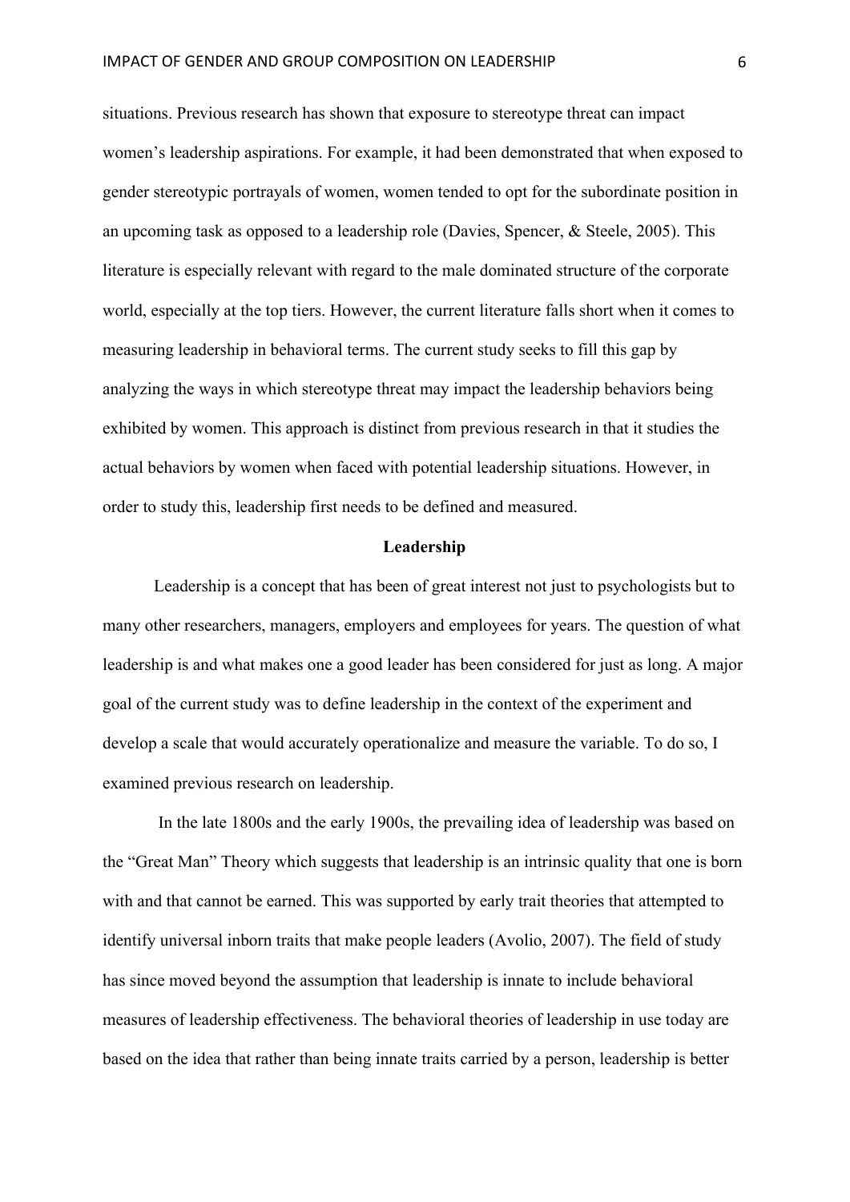situations. Previous research has shown that exposure to stereotype threat can impact women's leadership aspirations. For example, it had been demonstrated that when exposed to gender stereotypic portrayals of women, women tended to opt for the subordinate position in an upcoming task as opposed to a leadership role (Davies, Spencer, & Steele, 2005). This literature is especially relevant with regard to the male dominated structure of the corporate world, especially at the top tiers. However, the current literature falls short when it comes to measuring leadership in behavioral terms. The current study seeks to fill this gap by analyzing the ways in which stereotype threat may impact the leadership behaviors being exhibited by women. This approach is distinct from previous research in that it studies the actual behaviors by women when faced with potential leadership situations. However, in order to study this, leadership first needs to be defined and measured.

## Leadership

Leadership is a concept that has been of great interest not just to psychologists but to many other researchers, managers, employers and employees for years. The question of what leadership is and what makes one a good leader has been considered for just as long. A major goal of the current study was to define leadership in the context of the experiment and develop a scale that would accurately operationalize and measure the variable. To do so, I examined previous research on leadership.

In the late 1800s and the early 1900s, the prevailing idea of leadership was based on the "Great Man" Theory which suggests that leadership is an intrinsic quality that one is born with and that cannot be earned. This was supported by early trait theories that attempted to identify universal inborn traits that make people leaders (Avolio, 2007). The field of study has since moved beyond the assumption that leadership is innate to include behavioral measures of leadership effectiveness. The behavioral theories of leadership in use today are based on the idea that rather than being innate traits carried by a person, leadership is better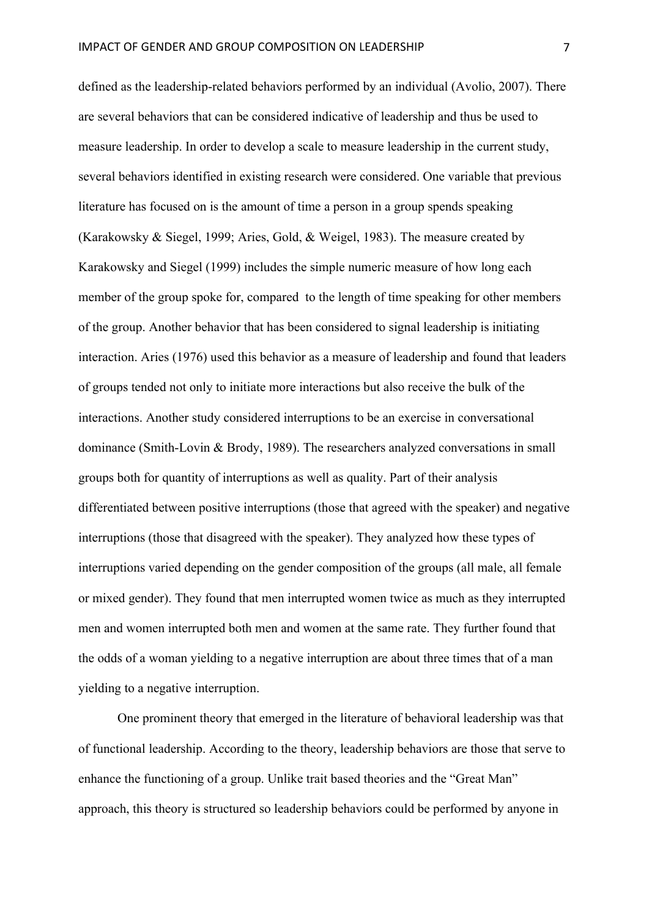defined as the leadership-related behaviors performed by an individual (Avolio, 2007). There are several behaviors that can be considered indicative of leadership and thus be used to measure leadership. In order to develop a scale to measure leadership in the current study, several behaviors identified in existing research were considered. One variable that previous literature has focused on is the amount of time a person in a group spends speaking (Karakowsky & Siegel, 1999; Aries, Gold, & Weigel, 1983). The measure created by Karakowsky and Siegel (1999) includes the simple numeric measure of how long each member of the group spoke for, compared to the length of time speaking for other members of the group. Another behavior that has been considered to signal leadership is initiating interaction. Aries (1976) used this behavior as a measure of leadership and found that leaders of groups tended not only to initiate more interactions but also receive the bulk of the interactions. Another study considered interruptions to be an exercise in conversational dominance (Smith-Lovin & Brody, 1989). The researchers analyzed conversations in small groups both for quantity of interruptions as well as quality. Part of their analysis differentiated between positive interruptions (those that agreed with the speaker) and negative interruptions (those that disagreed with the speaker). They analyzed how these types of interruptions varied depending on the gender composition of the groups (all male, all female or mixed gender). They found that men interrupted women twice as much as they interrupted men and women interrupted both men and women at the same rate. They further found that the odds of a woman yielding to a negative interruption are about three times that of a man yielding to a negative interruption.

One prominent theory that emerged in the literature of behavioral leadership was that of functional leadership. According to the theory, leadership behaviors are those that serve to enhance the functioning of a group. Unlike trait based theories and the "Great Man" approach, this theory is structured so leadership behaviors could be performed by anyone in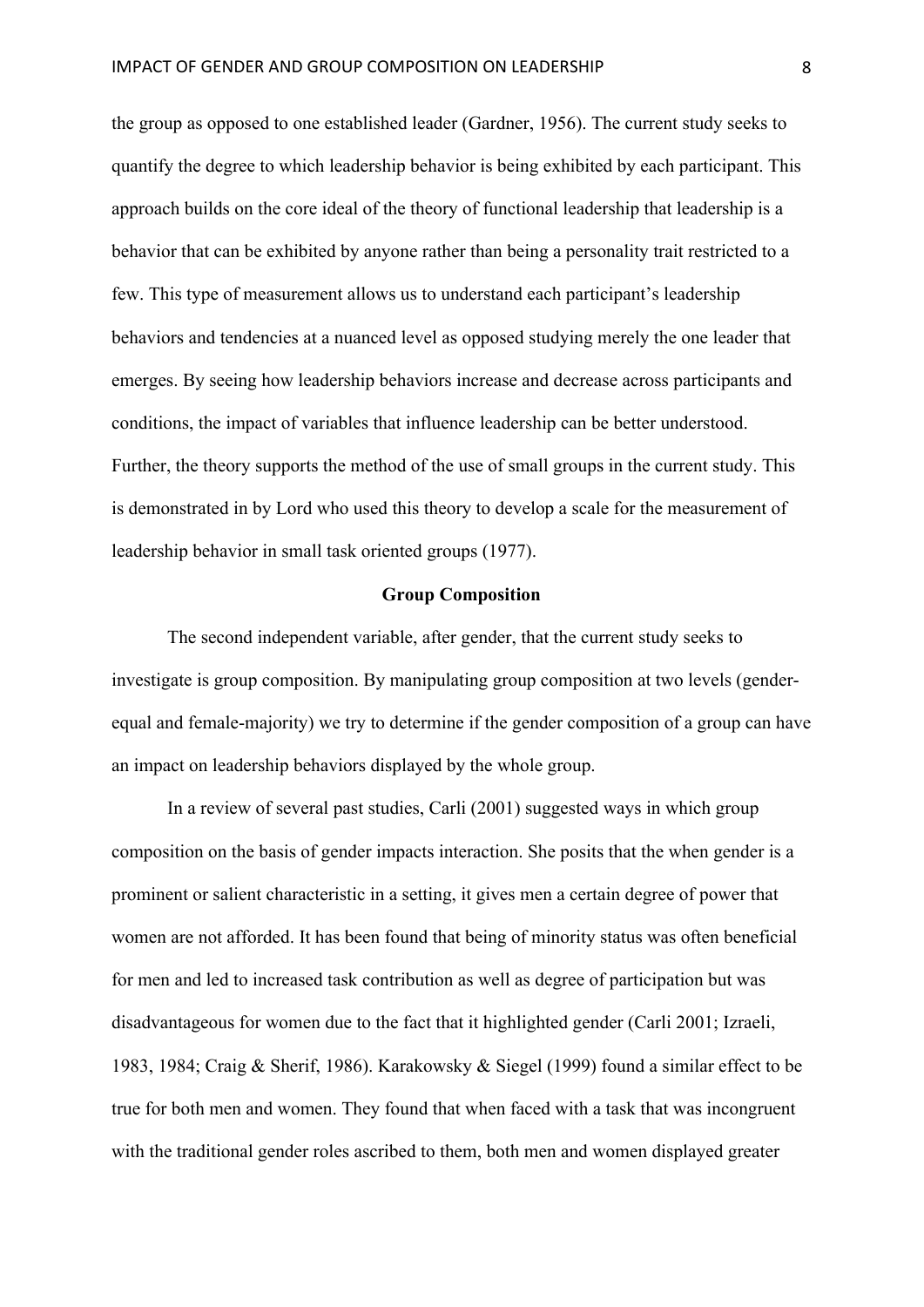the group as opposed to one established leader (Gardner, 1956). The current study seeks to quantify the degree to which leadership behavior is being exhibited by each participant. This approach builds on the core ideal of the theory of functional leadership that leadership is a behavior that can be exhibited by anyone rather than being a personality trait restricted to a few. This type of measurement allows us to understand each participant's leadership behaviors and tendencies at a nuanced level as opposed studying merely the one leader that emerges. By seeing how leadership behaviors increase and decrease across participants and conditions, the impact of variables that influence leadership can be better understood. Further, the theory supports the method of the use of small groups in the current study. This is demonstrated in by Lord who used this theory to develop a scale for the measurement of leadership behavior in small task oriented groups (1977).

## Group Composition

The second independent variable, after gender, that the current study seeks to investigate is group composition. By manipulating group composition at two levels (gender-equal and female-majority) we try to determine if the gender composition of a group can have an impact on leadership behaviors displayed by the whole group.

In a review of several past studies, Carli (2001) suggested ways in which group composition on the basis of gender impacts interaction. She posits that the when gender is a prominent or salient characteristic in a setting, it gives men a certain degree of power that women are not afforded. It has been found that being of minority status was often beneficial for men and led to increased task contribution as well as degree of participation but was disadvantageous for women due to the fact that it highlighted gender (Carli 2001; Izraeli, 1983, 1984; Craig & Sherif, 1986). Karakowsky & Siegel (1999) found a similar effect to be true for both men and women. They found that when faced with a task that was incongruent with the traditional gender roles ascribed to them, both men and women displayed greater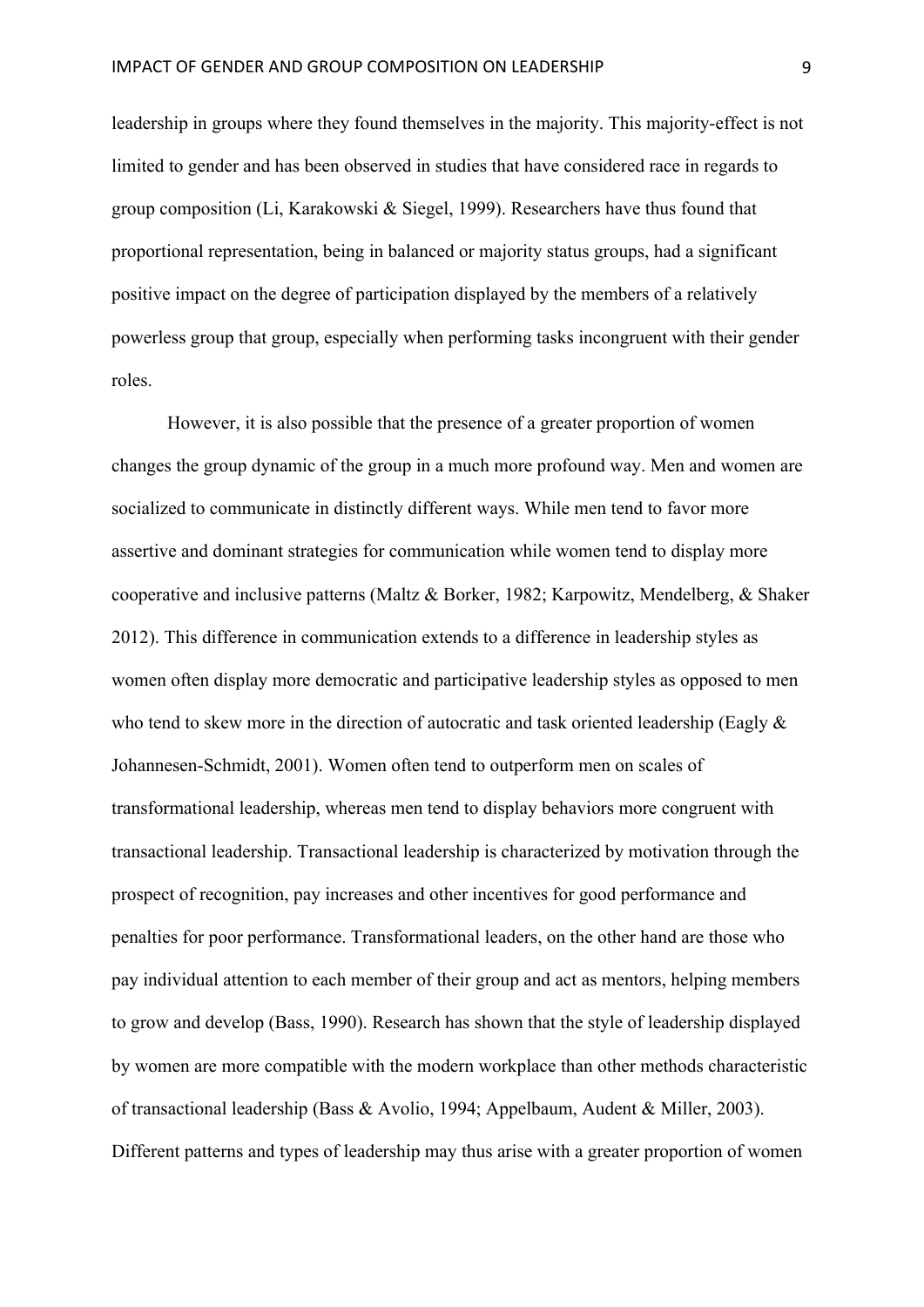leadership in groups where they found themselves in the majority. This majority-effect is not limited to gender and has been observed in studies that have considered race in regards to group composition (Li, Karakowski & Siegel, 1999). Researchers have thus found that proportional representation, being in balanced or majority status groups, had a significant positive impact on the degree of participation displayed by the members of a relatively powerless group that group, especially when performing tasks incongruent with their gender roles.

However, it is also possible that the presence of a greater proportion of women changes the group dynamic of the group in a much more profound way. Men and women are socialized to communicate in distinctly different ways. While men tend to favor more assertive and dominant strategies for communication while women tend to display more cooperative and inclusive patterns (Maltz & Borker, 1982; Karpowitz, Mendelberg, & Shaker 2012). This difference in communication extends to a difference in leadership styles as women often display more democratic and participative leadership styles as opposed to men who tend to skew more in the direction of autocratic and task oriented leadership (Eagly & Johannesen-Schmidt, 2001). Women often tend to outperform men on scales of transformational leadership, whereas men tend to display behaviors more congruent with transactional leadership. Transactional leadership is characterized by motivation through the prospect of recognition, pay increases and other incentives for good performance and penalties for poor performance. Transformational leaders, on the other hand are those who pay individual attention to each member of their group and act as mentors, helping members to grow and develop (Bass, 1990). Research has shown that the style of leadership displayed by women are more compatible with the modern workplace than other methods characteristic of transactional leadership (Bass & Avolio, 1994; Appelbaum, Audent & Miller, 2003). Different patterns and types of leadership may thus arise with a greater proportion of women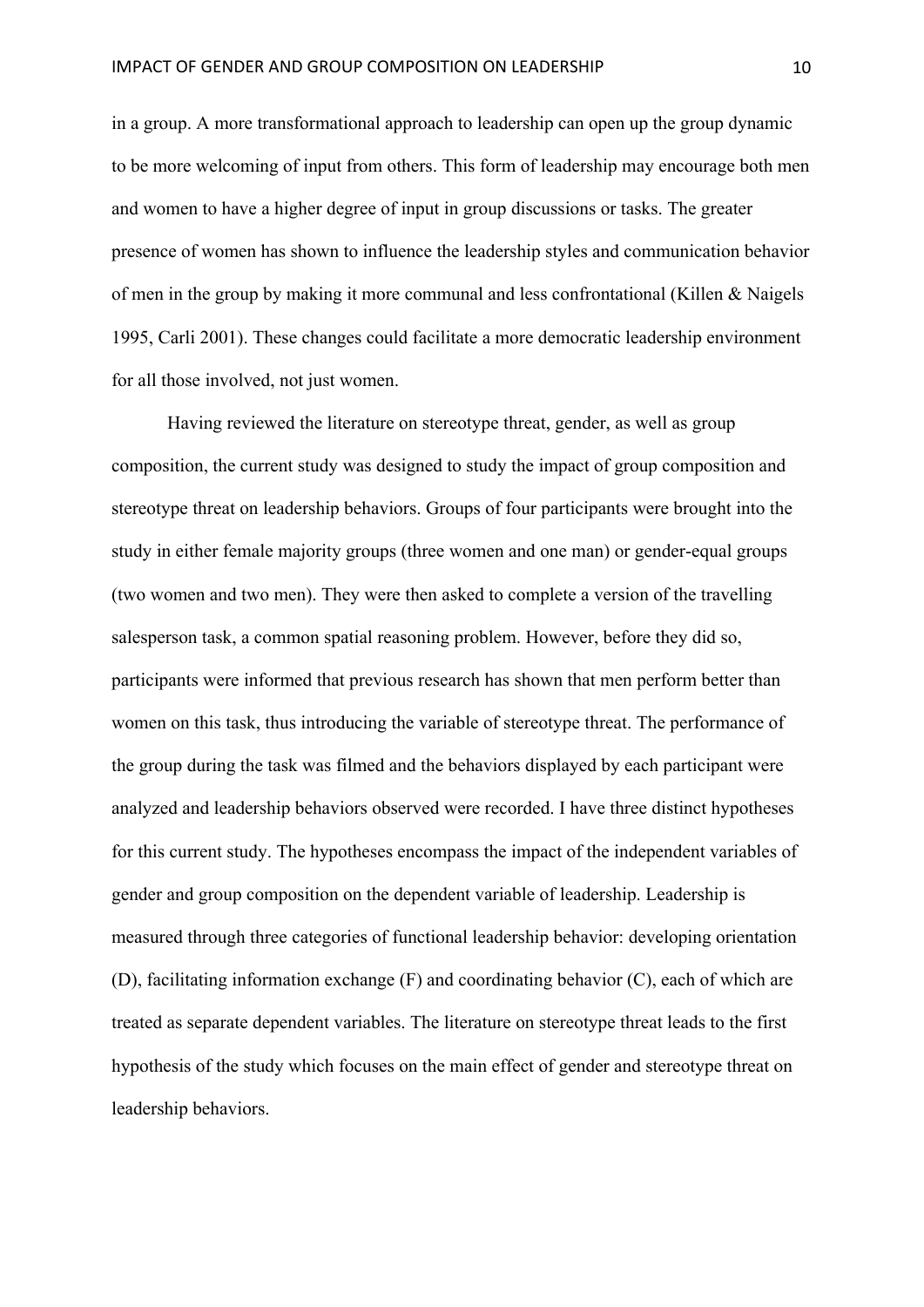in a group. A more transformational approach to leadership can open up the group dynamic to be more welcoming of input from others. This form of leadership may encourage both men and women to have a higher degree of input in group discussions or tasks. The greater presence of women has shown to influence the leadership styles and communication behavior of men in the group by making it more communal and less confrontational (Killen & Naigels 1995, Carli 2001). These changes could facilitate a more democratic leadership environment for all those involved, not just women.

Having reviewed the literature on stereotype threat, gender, as well as group composition, the current study was designed to study the impact of group composition and stereotype threat on leadership behaviors. Groups of four participants were brought into the study in either female majority groups (three women and one man) or gender-equal groups (two women and two men). They were then asked to complete a version of the travelling salesperson task, a common spatial reasoning problem. However, before they did so, participants were informed that previous research has shown that men perform better than women on this task, thus introducing the variable of stereotype threat. The performance of the group during the task was filmed and the behaviors displayed by each participant were analyzed and leadership behaviors observed were recorded. I have three distinct hypotheses for this current study. The hypotheses encompass the impact of the independent variables of gender and group composition on the dependent variable of leadership. Leadership is measured through three categories of functional leadership behavior: developing orientation (D), facilitating information exchange (F) and coordinating behavior (C), each of which are treated as separate dependent variables. The literature on stereotype threat leads to the first hypothesis of the study which focuses on the main effect of gender and stereotype threat on leadership behaviors.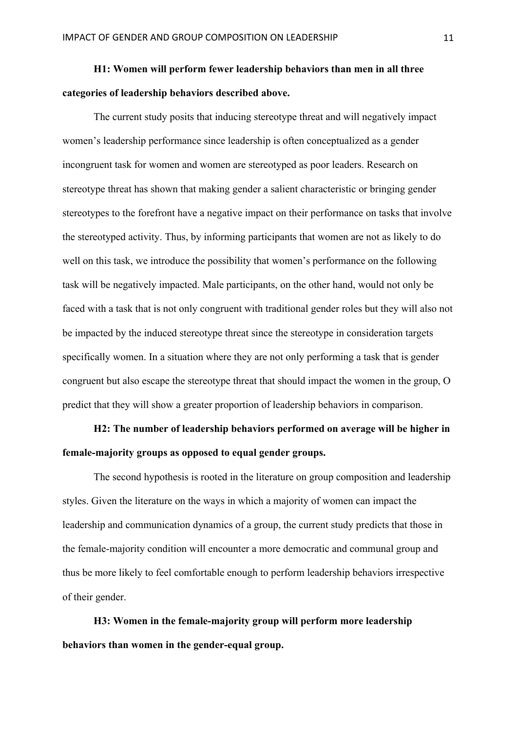**H1: Women will perform fewer leadership behaviors than men in all three categories of leadership behaviors described above.**

The current study posits that inducing stereotype threat and will negatively impact women's leadership performance since leadership is often conceptualized as a gender incongruent task for women and women are stereotyped as poor leaders. Research on stereotype threat has shown that making gender a salient characteristic or bringing gender stereotypes to the forefront have a negative impact on their performance on tasks that involve the stereotyped activity. Thus, by informing participants that women are not as likely to do well on this task, we introduce the possibility that women's performance on the following task will be negatively impacted. Male participants, on the other hand, would not only be faced with a task that is not only congruent with traditional gender roles but they will also not be impacted by the induced stereotype threat since the stereotype in consideration targets specifically women. In a situation where they are not only performing a task that is gender congruent but also escape the stereotype threat that should impact the women in the group, O predict that they will show a greater proportion of leadership behaviors in comparison.

**H2: The number of leadership behaviors performed on average will be higher in female-majority groups as opposed to equal gender groups.**

The second hypothesis is rooted in the literature on group composition and leadership styles. Given the literature on the ways in which a majority of women can impact the leadership and communication dynamics of a group, the current study predicts that those in the female-majority condition will encounter a more democratic and communal group and thus be more likely to feel comfortable enough to perform leadership behaviors irrespective of their gender.

**H3: Women in the female-majority group will perform more leadership behaviors than women in the gender-equal group.**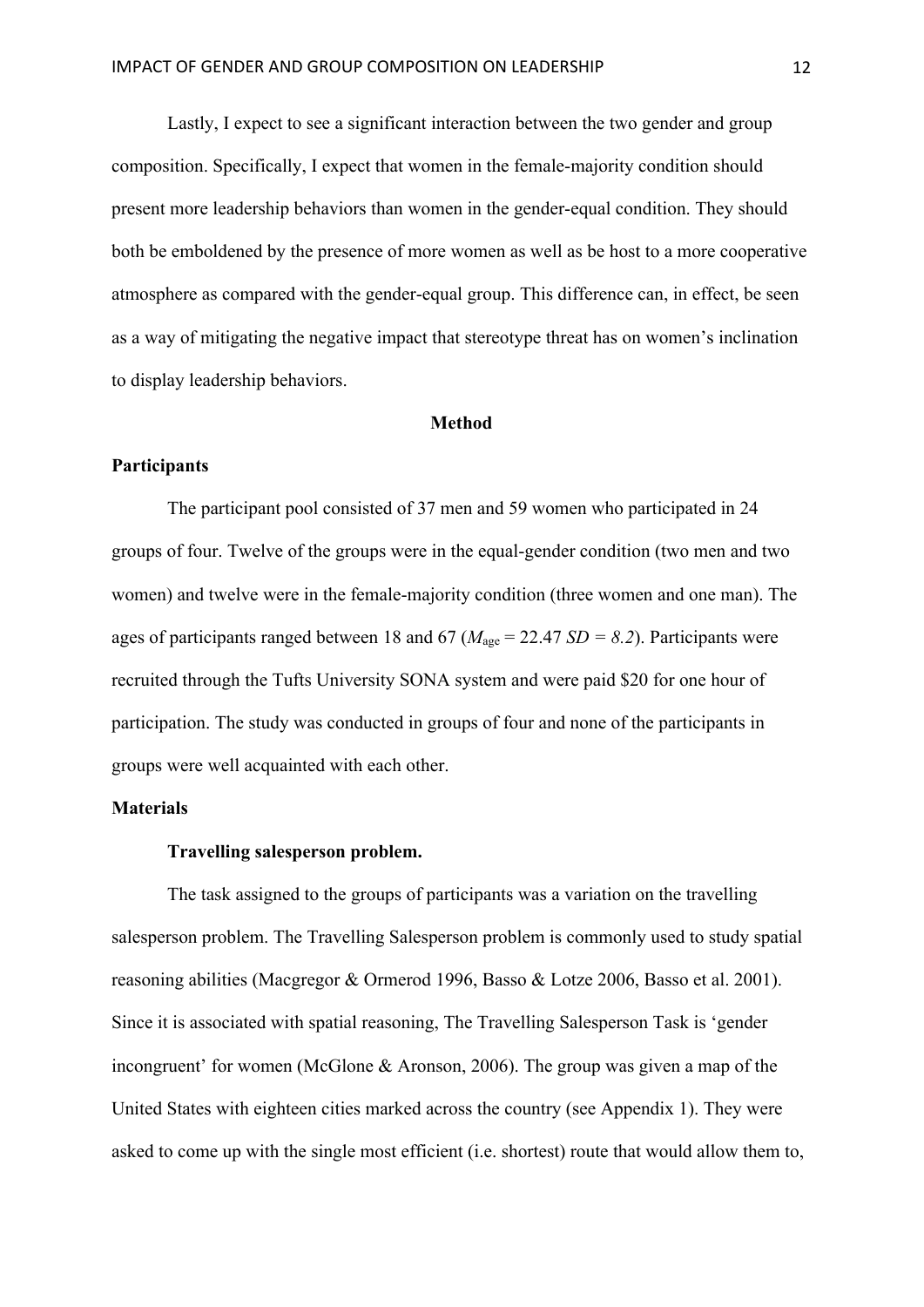Lastly, I expect to see a significant interaction between the two gender and group composition. Specifically, I expect that women in the female-majority condition should present more leadership behaviors than women in the gender-equal condition. They should both be emboldened by the presence of more women as well as be host to a more cooperative atmosphere as compared with the gender-equal group. This difference can, in effect, be seen as a way of mitigating the negative impact that stereotype threat has on women's inclination to display leadership behaviors.

## Method

### Participants

The participant pool consisted of 37 men and 59 women who participated in 24 groups of four. Twelve of the groups were in the equal-gender condition (two men and two women) and twelve were in the female-majority condition (three women and one man). The ages of participants ranged between 18 and 67 ($M_{age}$ = 22.47 *SD = 8.2*). Participants were recruited through the Tufts University SONA system and were paid $20 for one hour of participation. The study was conducted in groups of four and none of the participants in groups were well acquainted with each other.

### Materials

#### Travelling salesperson problem.

The task assigned to the groups of participants was a variation on the travelling salesperson problem. The Travelling Salesperson problem is commonly used to study spatial reasoning abilities (Macgregor & Ormerod 1996, Basso & Lotze 2006, Basso et al. 2001). Since it is associated with spatial reasoning, The Travelling Salesperson Task is 'gender incongruent' for women (McGlone & Aronson, 2006). The group was given a map of the United States with eighteen cities marked across the country (see Appendix 1). They were asked to come up with the single most efficient (i.e. shortest) route that would allow them to,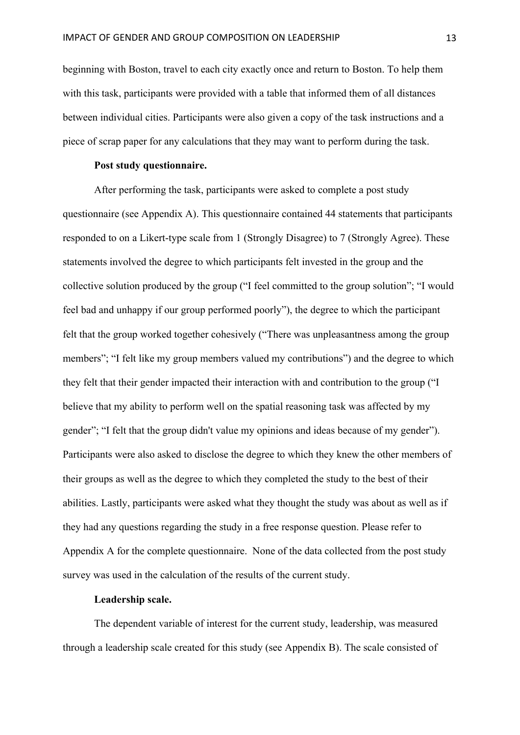beginning with Boston, travel to each city exactly once and return to Boston. To help them with this task, participants were provided with a table that informed them of all distances between individual cities. Participants were also given a copy of the task instructions and a piece of scrap paper for any calculations that they may want to perform during the task.

**Post study questionnaire.**

After performing the task, participants were asked to complete a post study questionnaire (see Appendix A). This questionnaire contained 44 statements that participants responded to on a Likert-type scale from 1 (Strongly Disagree) to 7 (Strongly Agree). These statements involved the degree to which participants felt invested in the group and the collective solution produced by the group ("I feel committed to the group solution"; "I would feel bad and unhappy if our group performed poorly"), the degree to which the participant felt that the group worked together cohesively ("There was unpleasantness among the group members"; "I felt like my group members valued my contributions") and the degree to which they felt that their gender impacted their interaction with and contribution to the group ("I believe that my ability to perform well on the spatial reasoning task was affected by my gender"; "I felt that the group didn't value my opinions and ideas because of my gender"). Participants were also asked to disclose the degree to which they knew the other members of their groups as well as the degree to which they completed the study to the best of their abilities. Lastly, participants were asked what they thought the study was about as well as if they had any questions regarding the study in a free response question. Please refer to Appendix A for the complete questionnaire. None of the data collected from the post study survey was used in the calculation of the results of the current study.

**Leadership scale.**

The dependent variable of interest for the current study, leadership, was measured through a leadership scale created for this study (see Appendix B). The scale consisted of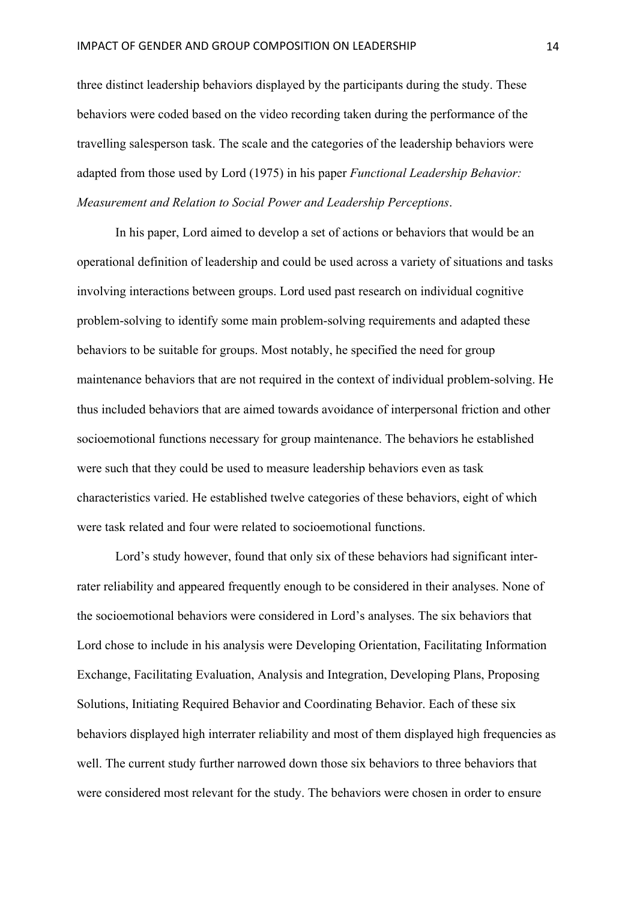three distinct leadership behaviors displayed by the participants during the study. These behaviors were coded based on the video recording taken during the performance of the travelling salesperson task. The scale and the categories of the leadership behaviors were adapted from those used by Lord (1975) in his paper *Functional Leadership Behavior: Measurement and Relation to Social Power and Leadership Perceptions*.

In his paper, Lord aimed to develop a set of actions or behaviors that would be an operational definition of leadership and could be used across a variety of situations and tasks involving interactions between groups. Lord used past research on individual cognitive problem-solving to identify some main problem-solving requirements and adapted these behaviors to be suitable for groups. Most notably, he specified the need for group maintenance behaviors that are not required in the context of individual problem-solving. He thus included behaviors that are aimed towards avoidance of interpersonal friction and other socioemotional functions necessary for group maintenance. The behaviors he established were such that they could be used to measure leadership behaviors even as task characteristics varied. He established twelve categories of these behaviors, eight of which were task related and four were related to socioemotional functions.

Lord's study however, found that only six of these behaviors had significant inter-rater reliability and appeared frequently enough to be considered in their analyses. None of the socioemotional behaviors were considered in Lord's analyses. The six behaviors that Lord chose to include in his analysis were Developing Orientation, Facilitating Information Exchange, Facilitating Evaluation, Analysis and Integration, Developing Plans, Proposing Solutions, Initiating Required Behavior and Coordinating Behavior. Each of these six behaviors displayed high interrater reliability and most of them displayed high frequencies as well. The current study further narrowed down those six behaviors to three behaviors that were considered most relevant for the study. The behaviors were chosen in order to ensure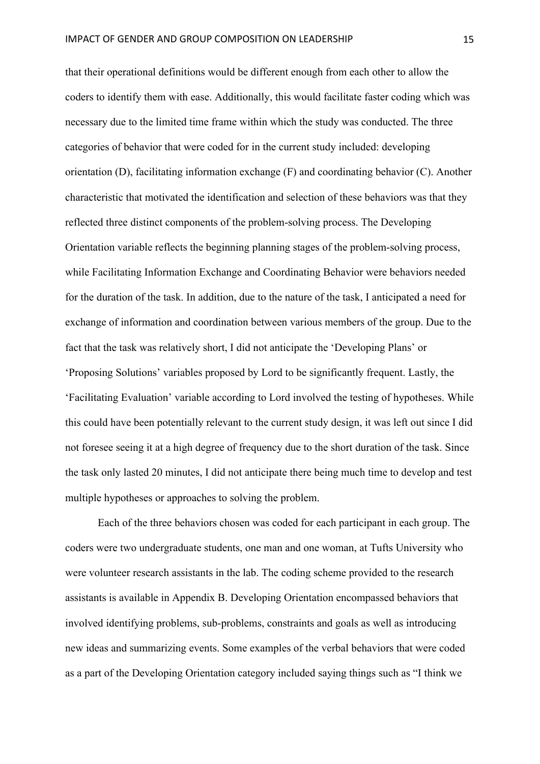that their operational definitions would be different enough from each other to allow the coders to identify them with ease. Additionally, this would facilitate faster coding which was necessary due to the limited time frame within which the study was conducted. The three categories of behavior that were coded for in the current study included: developing orientation (D), facilitating information exchange (F) and coordinating behavior (C). Another characteristic that motivated the identification and selection of these behaviors was that they reflected three distinct components of the problem-solving process. The Developing Orientation variable reflects the beginning planning stages of the problem-solving process, while Facilitating Information Exchange and Coordinating Behavior were behaviors needed for the duration of the task. In addition, due to the nature of the task, I anticipated a need for exchange of information and coordination between various members of the group. Due to the fact that the task was relatively short, I did not anticipate the 'Developing Plans' or 'Proposing Solutions' variables proposed by Lord to be significantly frequent. Lastly, the 'Facilitating Evaluation' variable according to Lord involved the testing of hypotheses. While this could have been potentially relevant to the current study design, it was left out since I did not foresee seeing it at a high degree of frequency due to the short duration of the task. Since the task only lasted 20 minutes, I did not anticipate there being much time to develop and test multiple hypotheses or approaches to solving the problem.

Each of the three behaviors chosen was coded for each participant in each group. The coders were two undergraduate students, one man and one woman, at Tufts University who were volunteer research assistants in the lab. The coding scheme provided to the research assistants is available in Appendix B. Developing Orientation encompassed behaviors that involved identifying problems, sub-problems, constraints and goals as well as introducing new ideas and summarizing events. Some examples of the verbal behaviors that were coded as a part of the Developing Orientation category included saying things such as "I think we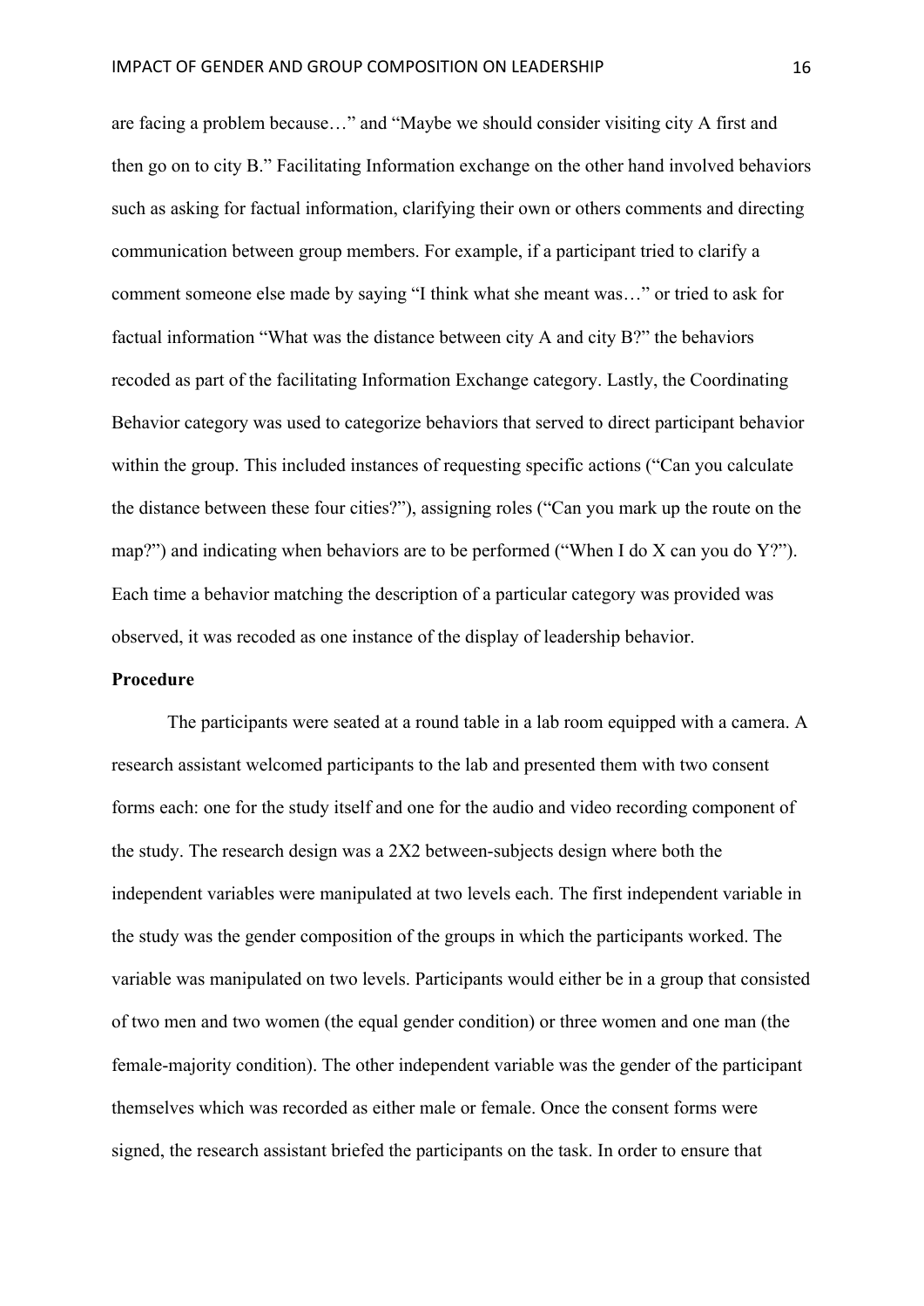are facing a problem because…" and "Maybe we should consider visiting city A first and then go on to city B." Facilitating Information exchange on the other hand involved behaviors such as asking for factual information, clarifying their own or others comments and directing communication between group members. For example, if a participant tried to clarify a comment someone else made by saying "I think what she meant was…" or tried to ask for factual information "What was the distance between city A and city B?" the behaviors recoded as part of the facilitating Information Exchange category. Lastly, the Coordinating Behavior category was used to categorize behaviors that served to direct participant behavior within the group. This included instances of requesting specific actions ("Can you calculate the distance between these four cities?"), assigning roles ("Can you mark up the route on the map?") and indicating when behaviors are to be performed ("When I do X can you do Y?"). Each time a behavior matching the description of a particular category was provided was observed, it was recoded as one instance of the display of leadership behavior.

**Procedure**

The participants were seated at a round table in a lab room equipped with a camera. A research assistant welcomed participants to the lab and presented them with two consent forms each: one for the study itself and one for the audio and video recording component of the study. The research design was a 2X2 between-subjects design where both the independent variables were manipulated at two levels each. The first independent variable in the study was the gender composition of the groups in which the participants worked. The variable was manipulated on two levels. Participants would either be in a group that consisted of two men and two women (the equal gender condition) or three women and one man (the female-majority condition). The other independent variable was the gender of the participant themselves which was recorded as either male or female. Once the consent forms were signed, the research assistant briefed the participants on the task. In order to ensure that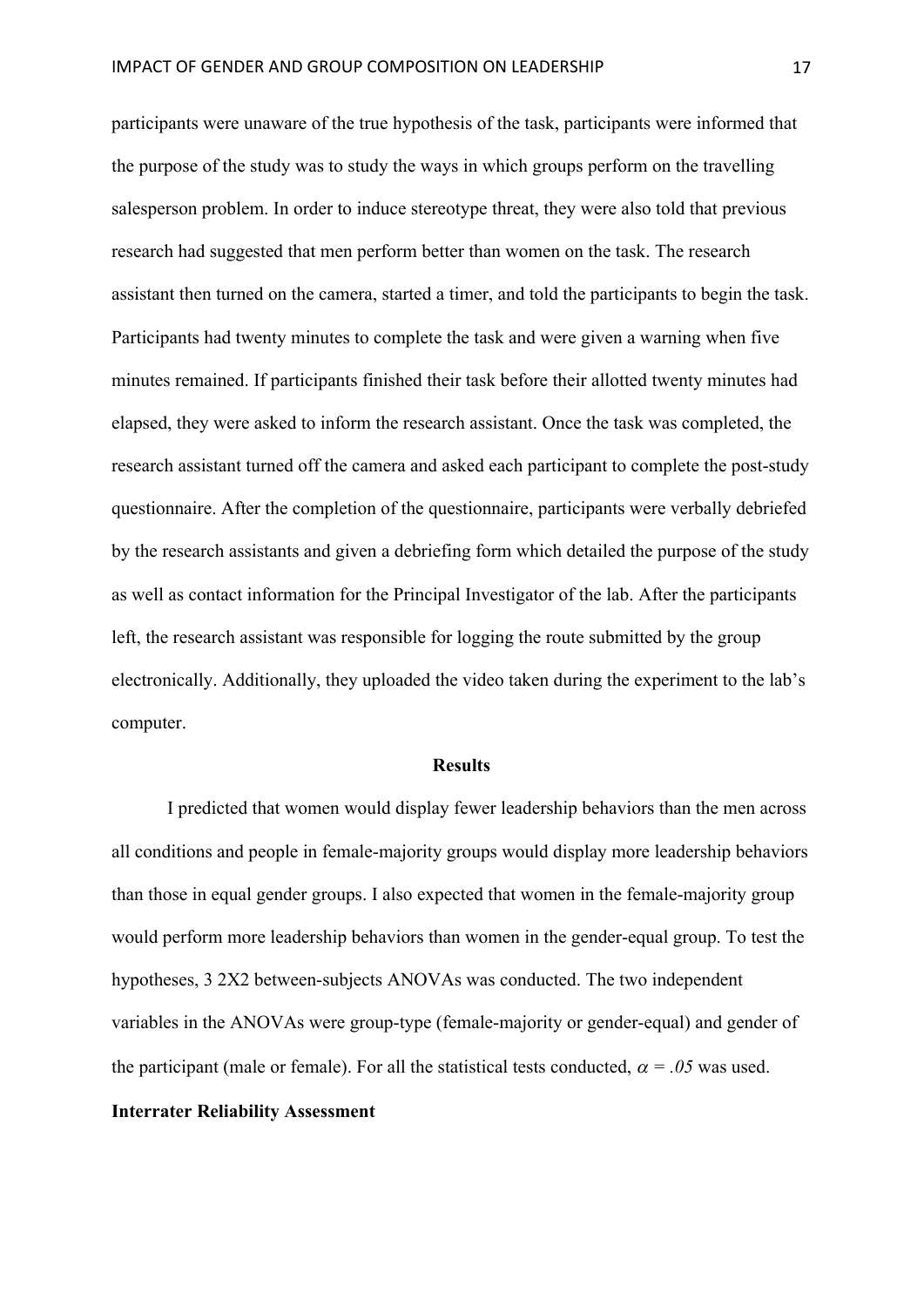participants were unaware of the true hypothesis of the task, participants were informed that the purpose of the study was to study the ways in which groups perform on the travelling salesperson problem. In order to induce stereotype threat, they were also told that previous research had suggested that men perform better than women on the task. The research assistant then turned on the camera, started a timer, and told the participants to begin the task. Participants had twenty minutes to complete the task and were given a warning when five minutes remained. If participants finished their task before their allotted twenty minutes had elapsed, they were asked to inform the research assistant. Once the task was completed, the research assistant turned off the camera and asked each participant to complete the post-study questionnaire. After the completion of the questionnaire, participants were verbally debriefed by the research assistants and given a debriefing form which detailed the purpose of the study as well as contact information for the Principal Investigator of the lab. After the participants left, the research assistant was responsible for logging the route submitted by the group electronically. Additionally, they uploaded the video taken during the experiment to the lab's computer.

## Results

I predicted that women would display fewer leadership behaviors than the men across all conditions and people in female-majority groups would display more leadership behaviors than those in equal gender groups. I also expected that women in the female-majority group would perform more leadership behaviors than women in the gender-equal group. To test the hypotheses, 3 2X2 between-subjects ANOVAs was conducted. The two independent variables in the ANOVAs were group-type (female-majority or gender-equal) and gender of the participant (male or female). For all the statistical tests conducted, $\alpha = .05$ was used.

**Interrater Reliability Assessment**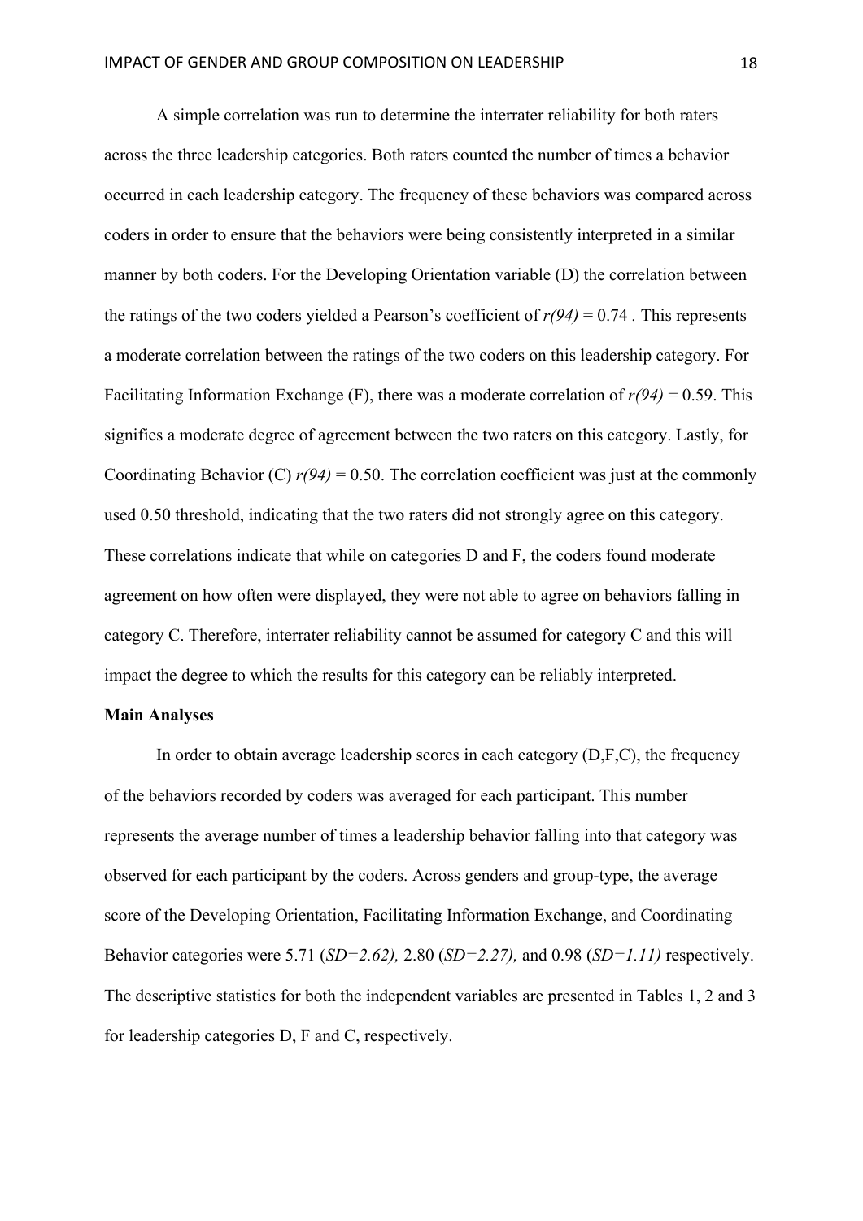A simple correlation was run to determine the interrater reliability for both raters across the three leadership categories. Both raters counted the number of times a behavior occurred in each leadership category. The frequency of these behaviors was compared across coders in order to ensure that the behaviors were being consistently interpreted in a similar manner by both coders. For the Developing Orientation variable (D) the correlation between the ratings of the two coders yielded a Pearson's coefficient of $r(94) = 0.74$ . This represents a moderate correlation between the ratings of the two coders on this leadership category. For Facilitating Information Exchange (F), there was a moderate correlation of $r(94) = 0.59$. This signifies a moderate degree of agreement between the two raters on this category. Lastly, for Coordinating Behavior (C) $r(94) = 0.50$. The correlation coefficient was just at the commonly used 0.50 threshold, indicating that the two raters did not strongly agree on this category. These correlations indicate that while on categories D and F, the coders found moderate agreement on how often were displayed, they were not able to agree on behaviors falling in category C. Therefore, interrater reliability cannot be assumed for category C and this will impact the degree to which the results for this category can be reliably interpreted.

**Main Analyses**

In order to obtain average leadership scores in each category (D,F,C), the frequency of the behaviors recorded by coders was averaged for each participant. This number represents the average number of times a leadership behavior falling into that category was observed for each participant by the coders. Across genders and group-type, the average score of the Developing Orientation, Facilitating Information Exchange, and Coordinating Behavior categories were 5.71 (*SD=2.62),* 2.80 (*SD=2.27),* and 0.98 (*SD=1.11)* respectively. The descriptive statistics for both the independent variables are presented in Tables 1, 2 and 3 for leadership categories D, F and C, respectively.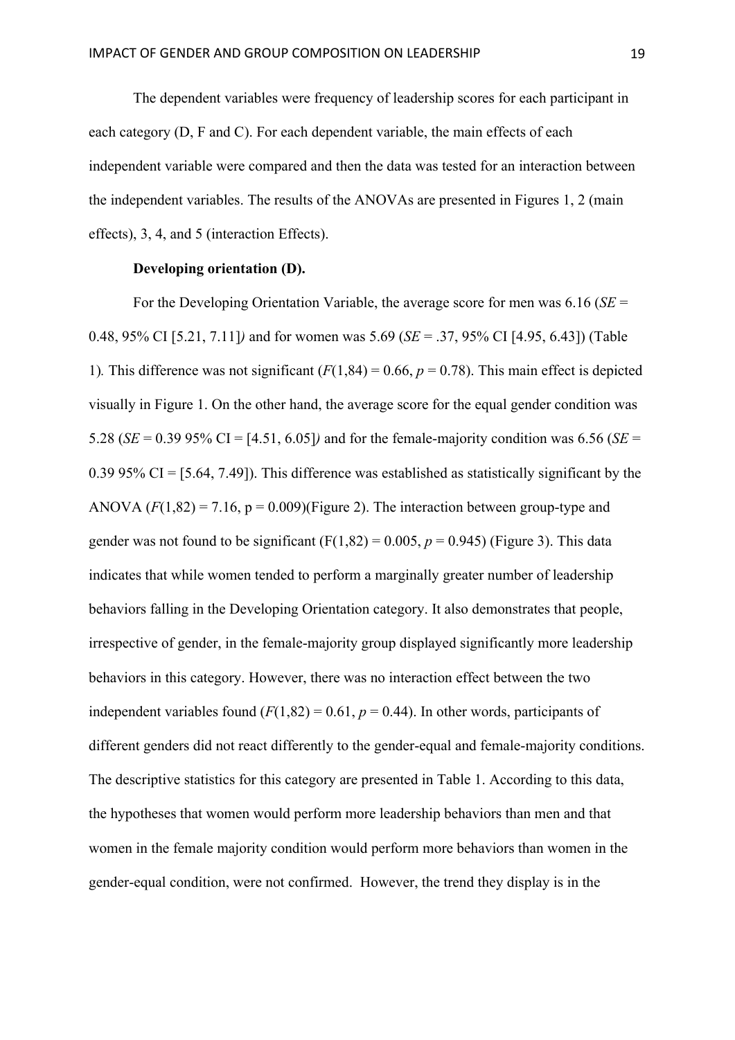The dependent variables were frequency of leadership scores for each participant in each category (D, F and C). For each dependent variable, the main effects of each independent variable were compared and then the data was tested for an interaction between the independent variables. The results of the ANOVAs are presented in Figures 1, 2 (main effects), 3, 4, and 5 (interaction Effects).

**Developing orientation (D).**

For the Developing Orientation Variable, the average score for men was 6.16 (*SE* = 0.48, 95% CI [5.21, 7.11]*)* and for women was 5.69 (*SE* = .37, 95% CI [4.95, 6.43]) (Table 1)*.* This difference was not significant ($F(1,84) = 0.66$, $p = 0.78$). This main effect is depicted visually in Figure 1. On the other hand, the average score for the equal gender condition was 5.28 (*SE* = 0.39 95% CI = [4.51, 6.05]*)* and for the female-majority condition was 6.56 (*SE* = 0.39 95% CI = [5.64, 7.49]). This difference was established as statistically significant by the ANOVA ($F(1,82) = 7.16$, $p = 0.009$)(Figure 2). The interaction between group-type and gender was not found to be significant ($F(1,82) = 0.005$, $p = 0.945$) (Figure 3). This data indicates that while women tended to perform a marginally greater number of leadership behaviors falling in the Developing Orientation category. It also demonstrates that people, irrespective of gender, in the female-majority group displayed significantly more leadership behaviors in this category. However, there was no interaction effect between the two independent variables found ($F(1,82) = 0.61$, $p = 0.44$). In other words, participants of different genders did not react differently to the gender-equal and female-majority conditions. The descriptive statistics for this category are presented in Table 1. According to this data, the hypotheses that women would perform more leadership behaviors than men and that women in the female majority condition would perform more behaviors than women in the gender-equal condition, were not confirmed. However, the trend they display is in the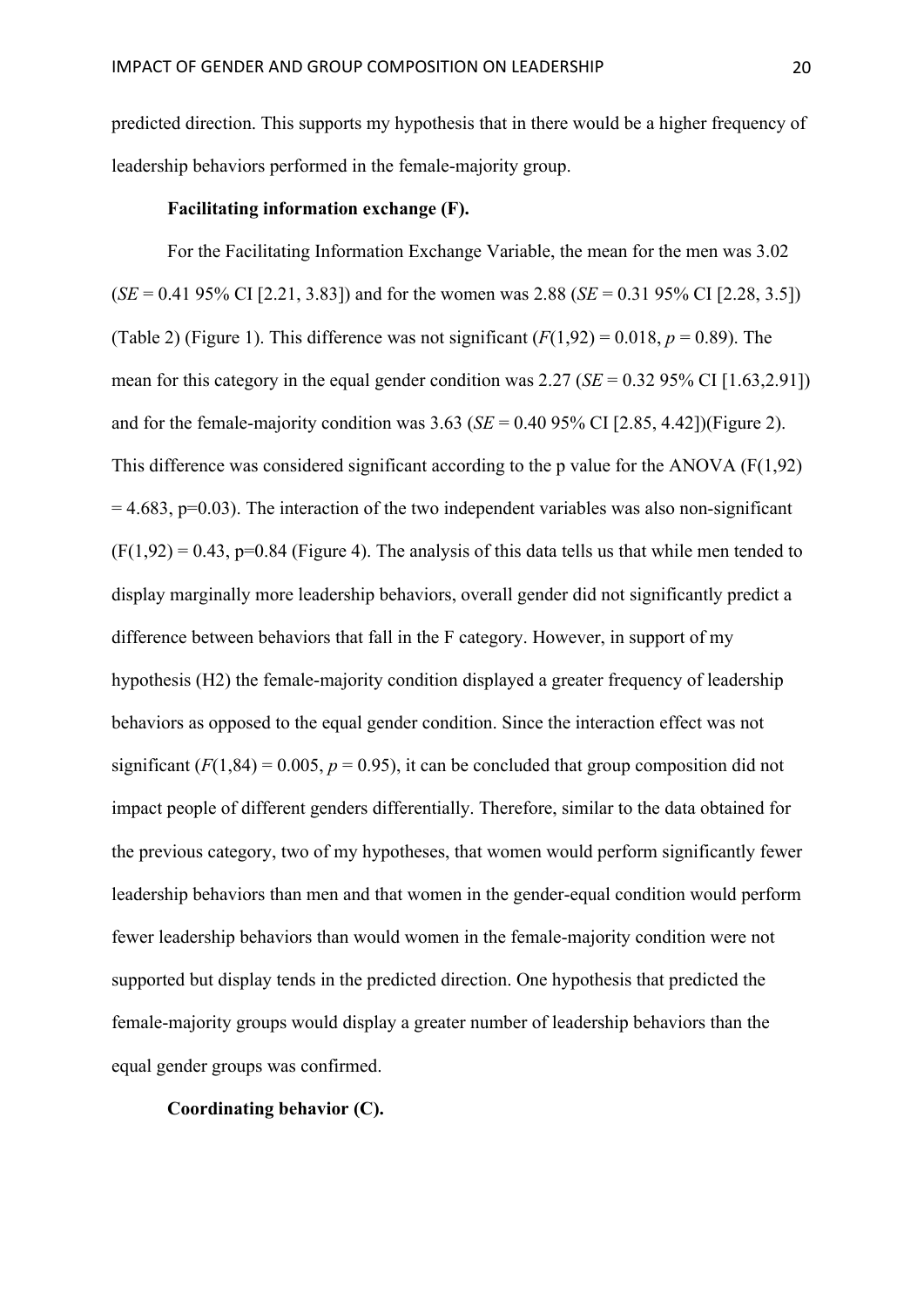predicted direction. This supports my hypothesis that in there would be a higher frequency of leadership behaviors performed in the female-majority group.

**Facilitating information exchange (F).**

For the Facilitating Information Exchange Variable, the mean for the men was 3.02 (*SE* = 0.41 95% CI [2.21, 3.83]) and for the women was 2.88 (*SE* = 0.31 95% CI [2.28, 3.5]) (Table 2) (Figure 1). This difference was not significant ($F(1,92) = 0.018$, $p = 0.89$). The mean for this category in the equal gender condition was 2.27 (*SE* = 0.32 95% CI [1.63,2.91]) and for the female-majority condition was 3.63 (*SE* = 0.40 95% CI [2.85, 4.42])(Figure 2). This difference was considered significant according to the p value for the ANOVA ($F(1,92) = 4.683$, $p=0.03$). The interaction of the two independent variables was also non-significant ($F(1,92) = 0.43$, $p=0.84$ (Figure 4). The analysis of this data tells us that while men tended to display marginally more leadership behaviors, overall gender did not significantly predict a difference between behaviors that fall in the F category. However, in support of my hypothesis (H2) the female-majority condition displayed a greater frequency of leadership behaviors as opposed to the equal gender condition. Since the interaction effect was not significant ($F(1,84) = 0.005$, $p = 0.95$), it can be concluded that group composition did not impact people of different genders differentially. Therefore, similar to the data obtained for the previous category, two of my hypotheses, that women would perform significantly fewer leadership behaviors than men and that women in the gender-equal condition would perform fewer leadership behaviors than would women in the female-majority condition were not supported but display tends in the predicted direction. One hypothesis that predicted the female-majority groups would display a greater number of leadership behaviors than the equal gender groups was confirmed.

**Coordinating behavior (C).**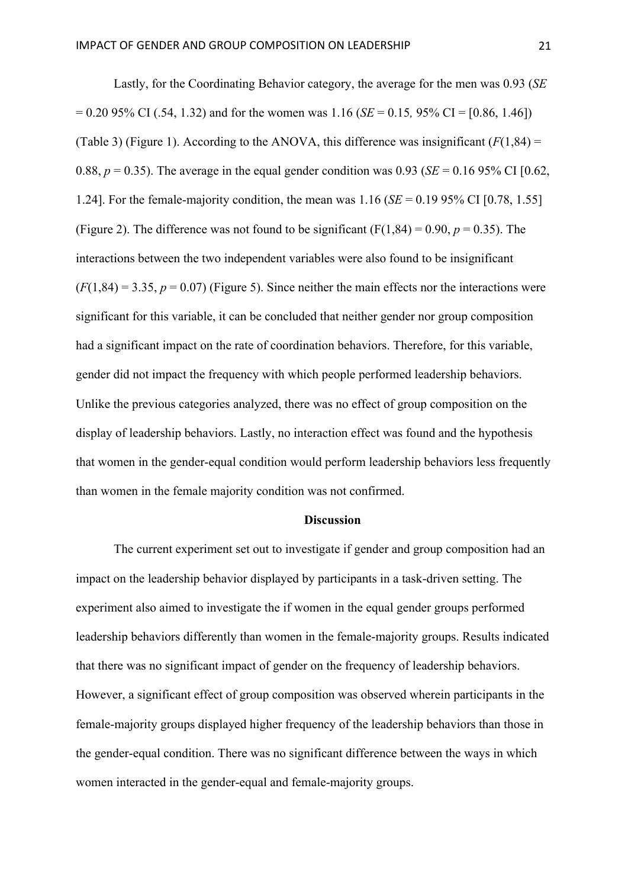Lastly, for the Coordinating Behavior category, the average for the men was 0.93 (*SE* = 0.20 95% CI (.54, 1.32) and for the women was 1.16 (*SE* = 0.15*,* 95% CI = [0.86, 1.46]) (Table 3) (Figure 1). According to the ANOVA, this difference was insignificant ($F(1,84) = 0.88$, $p = 0.35$). The average in the equal gender condition was 0.93 (*SE* = 0.16 95% CI [0.62, 1.24]. For the female-majority condition, the mean was 1.16 (*SE* = 0.19 95% CI [0.78, 1.55] (Figure 2). The difference was not found to be significant ($F(1,84) = 0.90$, $p = 0.35$). The interactions between the two independent variables were also found to be insignificant ($F(1,84) = 3.35$, $p = 0.07$) (Figure 5). Since neither the main effects nor the interactions were significant for this variable, it can be concluded that neither gender nor group composition had a significant impact on the rate of coordination behaviors. Therefore, for this variable, gender did not impact the frequency with which people performed leadership behaviors. Unlike the previous categories analyzed, there was no effect of group composition on the display of leadership behaviors. Lastly, no interaction effect was found and the hypothesis that women in the gender-equal condition would perform leadership behaviors less frequently than women in the female majority condition was not confirmed.

## Discussion

The current experiment set out to investigate if gender and group composition had an impact on the leadership behavior displayed by participants in a task-driven setting. The experiment also aimed to investigate the if women in the equal gender groups performed leadership behaviors differently than women in the female-majority groups. Results indicated that there was no significant impact of gender on the frequency of leadership behaviors. However, a significant effect of group composition was observed wherein participants in the female-majority groups displayed higher frequency of the leadership behaviors than those in the gender-equal condition. There was no significant difference between the ways in which women interacted in the gender-equal and female-majority groups.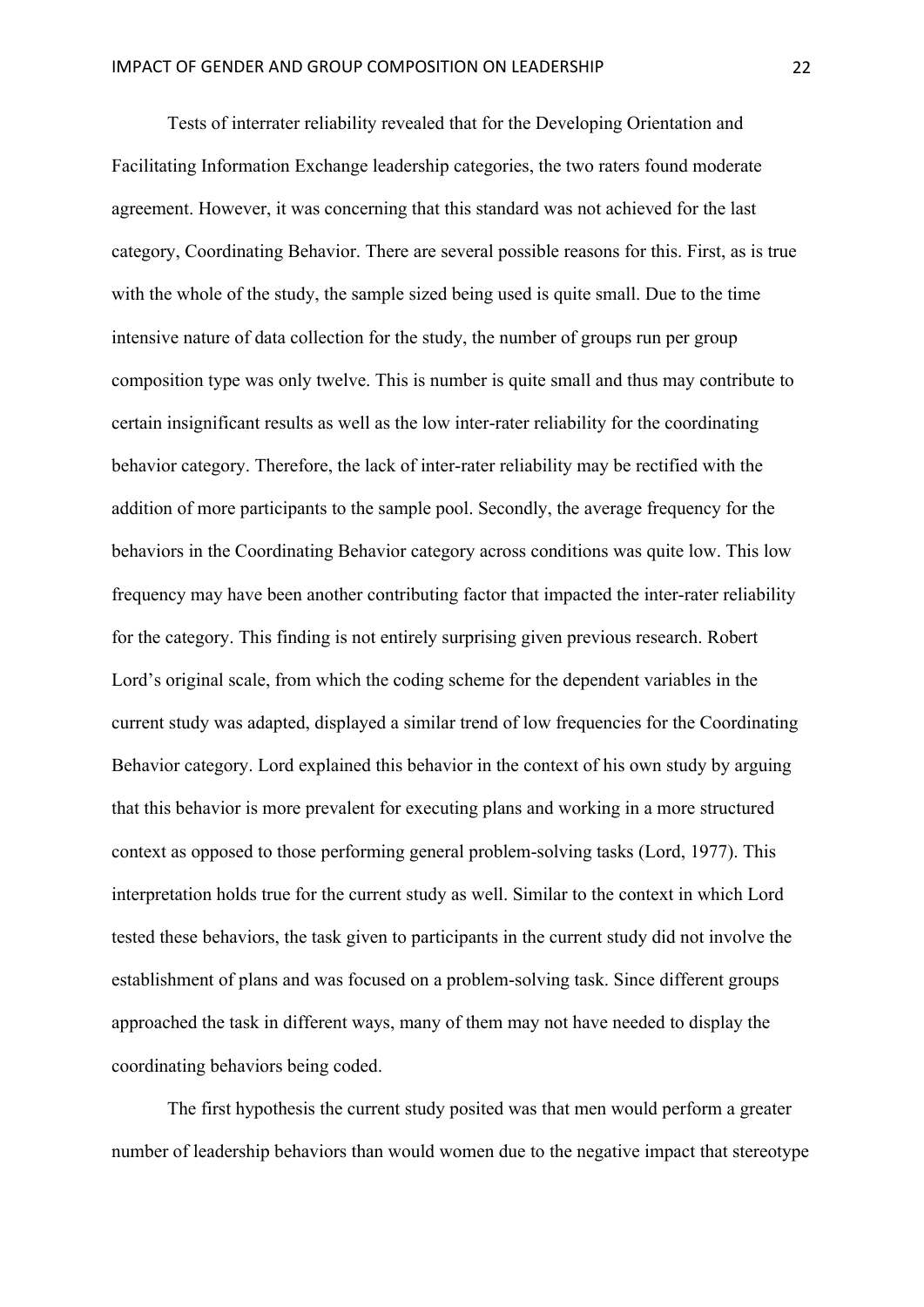Tests of interrater reliability revealed that for the Developing Orientation and Facilitating Information Exchange leadership categories, the two raters found moderate agreement. However, it was concerning that this standard was not achieved for the last category, Coordinating Behavior. There are several possible reasons for this. First, as is true with the whole of the study, the sample sized being used is quite small. Due to the time intensive nature of data collection for the study, the number of groups run per group composition type was only twelve. This is number is quite small and thus may contribute to certain insignificant results as well as the low inter-rater reliability for the coordinating behavior category. Therefore, the lack of inter-rater reliability may be rectified with the addition of more participants to the sample pool. Secondly, the average frequency for the behaviors in the Coordinating Behavior category across conditions was quite low. This low frequency may have been another contributing factor that impacted the inter-rater reliability for the category. This finding is not entirely surprising given previous research. Robert Lord's original scale, from which the coding scheme for the dependent variables in the current study was adapted, displayed a similar trend of low frequencies for the Coordinating Behavior category. Lord explained this behavior in the context of his own study by arguing that this behavior is more prevalent for executing plans and working in a more structured context as opposed to those performing general problem-solving tasks (Lord, 1977). This interpretation holds true for the current study as well. Similar to the context in which Lord tested these behaviors, the task given to participants in the current study did not involve the establishment of plans and was focused on a problem-solving task. Since different groups approached the task in different ways, many of them may not have needed to display the coordinating behaviors being coded.

The first hypothesis the current study posited was that men would perform a greater number of leadership behaviors than would women due to the negative impact that stereotype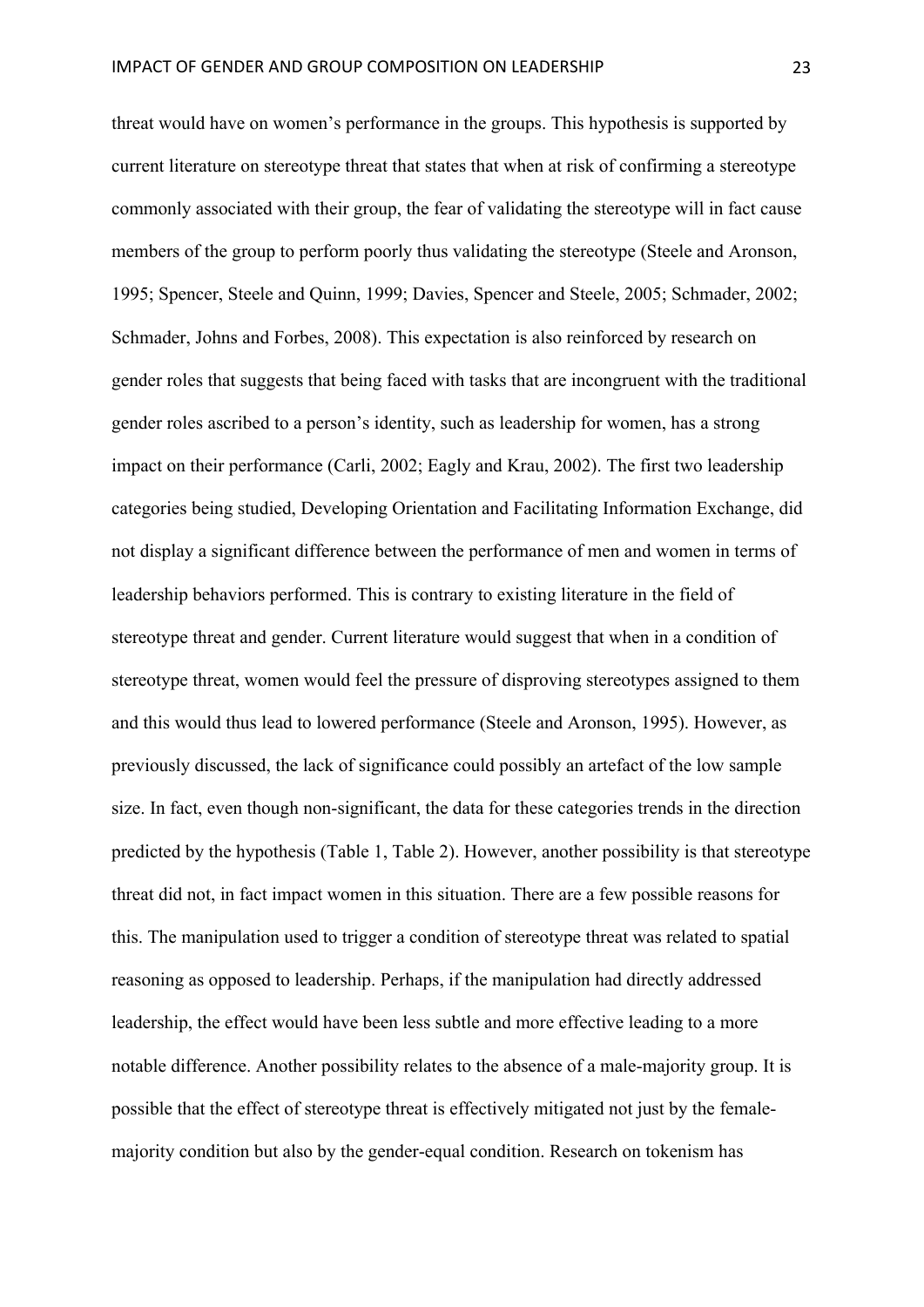threat would have on women's performance in the groups. This hypothesis is supported by current literature on stereotype threat that states that when at risk of confirming a stereotype commonly associated with their group, the fear of validating the stereotype will in fact cause members of the group to perform poorly thus validating the stereotype (Steele and Aronson, 1995; Spencer, Steele and Quinn, 1999; Davies, Spencer and Steele, 2005; Schmader, 2002; Schmader, Johns and Forbes, 2008). This expectation is also reinforced by research on gender roles that suggests that being faced with tasks that are incongruent with the traditional gender roles ascribed to a person's identity, such as leadership for women, has a strong impact on their performance (Carli, 2002; Eagly and Krau, 2002). The first two leadership categories being studied, Developing Orientation and Facilitating Information Exchange, did not display a significant difference between the performance of men and women in terms of leadership behaviors performed. This is contrary to existing literature in the field of stereotype threat and gender. Current literature would suggest that when in a condition of stereotype threat, women would feel the pressure of disproving stereotypes assigned to them and this would thus lead to lowered performance (Steele and Aronson, 1995). However, as previously discussed, the lack of significance could possibly an artefact of the low sample size. In fact, even though non-significant, the data for these categories trends in the direction predicted by the hypothesis (Table 1, Table 2). However, another possibility is that stereotype threat did not, in fact impact women in this situation. There are a few possible reasons for this. The manipulation used to trigger a condition of stereotype threat was related to spatial reasoning as opposed to leadership. Perhaps, if the manipulation had directly addressed leadership, the effect would have been less subtle and more effective leading to a more notable difference. Another possibility relates to the absence of a male-majority group. It is possible that the effect of stereotype threat is effectively mitigated not just by the female-majority condition but also by the gender-equal condition. Research on tokenism has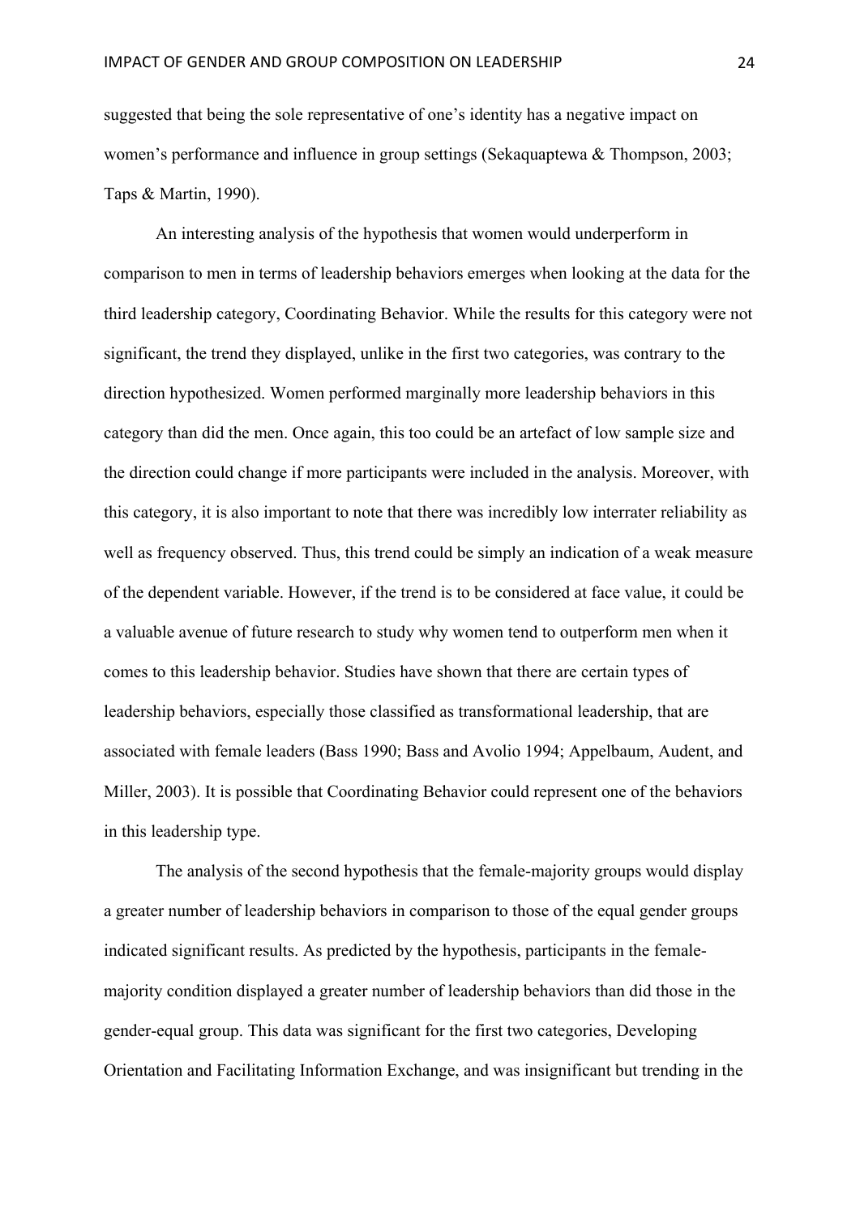suggested that being the sole representative of one's identity has a negative impact on women's performance and influence in group settings (Sekaquaptewa & Thompson, 2003; Taps & Martin, 1990).

An interesting analysis of the hypothesis that women would underperform in comparison to men in terms of leadership behaviors emerges when looking at the data for the third leadership category, Coordinating Behavior. While the results for this category were not significant, the trend they displayed, unlike in the first two categories, was contrary to the direction hypothesized. Women performed marginally more leadership behaviors in this category than did the men. Once again, this too could be an artefact of low sample size and the direction could change if more participants were included in the analysis. Moreover, with this category, it is also important to note that there was incredibly low interrater reliability as well as frequency observed. Thus, this trend could be simply an indication of a weak measure of the dependent variable. However, if the trend is to be considered at face value, it could be a valuable avenue of future research to study why women tend to outperform men when it comes to this leadership behavior. Studies have shown that there are certain types of leadership behaviors, especially those classified as transformational leadership, that are associated with female leaders (Bass 1990; Bass and Avolio 1994; Appelbaum, Audent, and Miller, 2003). It is possible that Coordinating Behavior could represent one of the behaviors in this leadership type.

The analysis of the second hypothesis that the female-majority groups would display a greater number of leadership behaviors in comparison to those of the equal gender groups indicated significant results. As predicted by the hypothesis, participants in the female-majority condition displayed a greater number of leadership behaviors than did those in the gender-equal group. This data was significant for the first two categories, Developing Orientation and Facilitating Information Exchange, and was insignificant but trending in the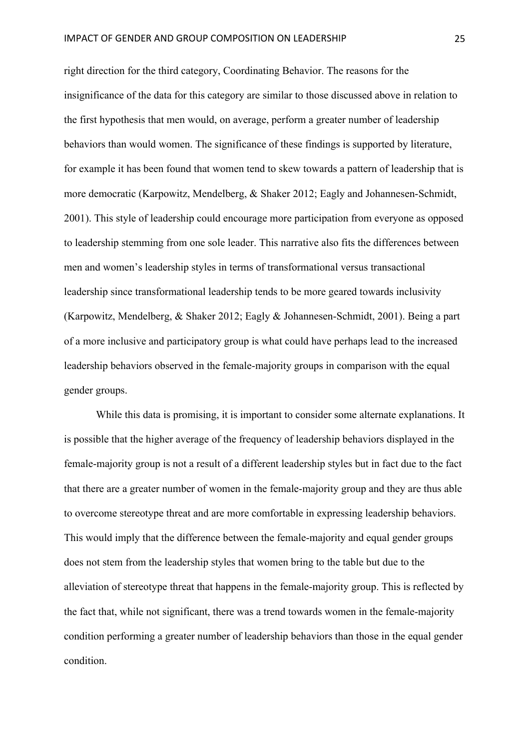right direction for the third category, Coordinating Behavior. The reasons for the insignificance of the data for this category are similar to those discussed above in relation to the first hypothesis that men would, on average, perform a greater number of leadership behaviors than would women. The significance of these findings is supported by literature, for example it has been found that women tend to skew towards a pattern of leadership that is more democratic (Karpowitz, Mendelberg, & Shaker 2012; Eagly and Johannesen-Schmidt, 2001). This style of leadership could encourage more participation from everyone as opposed to leadership stemming from one sole leader. This narrative also fits the differences between men and women's leadership styles in terms of transformational versus transactional leadership since transformational leadership tends to be more geared towards inclusivity (Karpowitz, Mendelberg, & Shaker 2012; Eagly & Johannesen-Schmidt, 2001). Being a part of a more inclusive and participatory group is what could have perhaps lead to the increased leadership behaviors observed in the female-majority groups in comparison with the equal gender groups.

While this data is promising, it is important to consider some alternate explanations. It is possible that the higher average of the frequency of leadership behaviors displayed in the female-majority group is not a result of a different leadership styles but in fact due to the fact that there are a greater number of women in the female-majority group and they are thus able to overcome stereotype threat and are more comfortable in expressing leadership behaviors. This would imply that the difference between the female-majority and equal gender groups does not stem from the leadership styles that women bring to the table but due to the alleviation of stereotype threat that happens in the female-majority group. This is reflected by the fact that, while not significant, there was a trend towards women in the female-majority condition performing a greater number of leadership behaviors than those in the equal gender condition.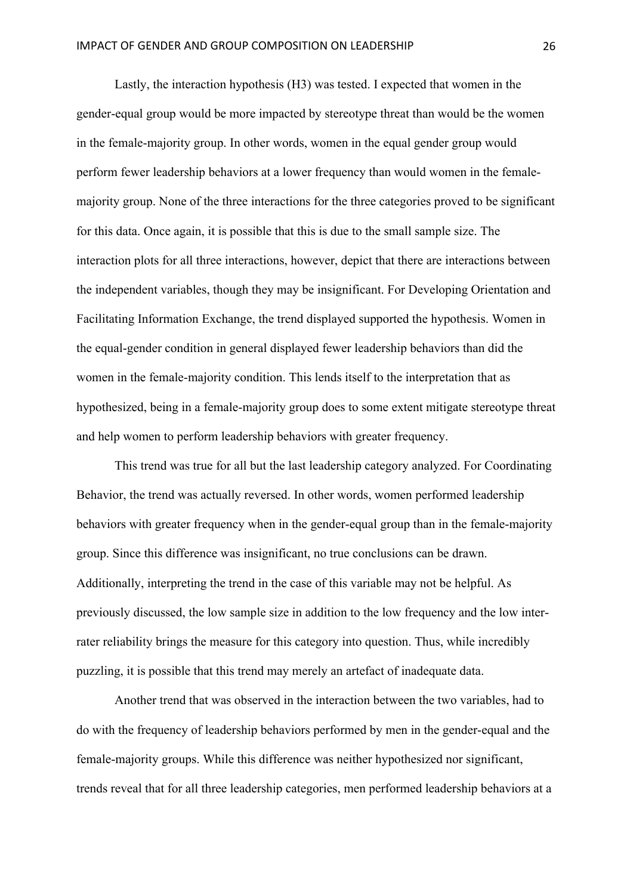Lastly, the interaction hypothesis (H3) was tested. I expected that women in the gender-equal group would be more impacted by stereotype threat than would be the women in the female-majority group. In other words, women in the equal gender group would perform fewer leadership behaviors at a lower frequency than would women in the female-majority group. None of the three interactions for the three categories proved to be significant for this data. Once again, it is possible that this is due to the small sample size. The interaction plots for all three interactions, however, depict that there are interactions between the independent variables, though they may be insignificant. For Developing Orientation and Facilitating Information Exchange, the trend displayed supported the hypothesis. Women in the equal-gender condition in general displayed fewer leadership behaviors than did the women in the female-majority condition. This lends itself to the interpretation that as hypothesized, being in a female-majority group does to some extent mitigate stereotype threat and help women to perform leadership behaviors with greater frequency.

This trend was true for all but the last leadership category analyzed. For Coordinating Behavior, the trend was actually reversed. In other words, women performed leadership behaviors with greater frequency when in the gender-equal group than in the female-majority group. Since this difference was insignificant, no true conclusions can be drawn. Additionally, interpreting the trend in the case of this variable may not be helpful. As previously discussed, the low sample size in addition to the low frequency and the low inter-rater reliability brings the measure for this category into question. Thus, while incredibly puzzling, it is possible that this trend may merely an artefact of inadequate data.

Another trend that was observed in the interaction between the two variables, had to do with the frequency of leadership behaviors performed by men in the gender-equal and the female-majority groups. While this difference was neither hypothesized nor significant, trends reveal that for all three leadership categories, men performed leadership behaviors at a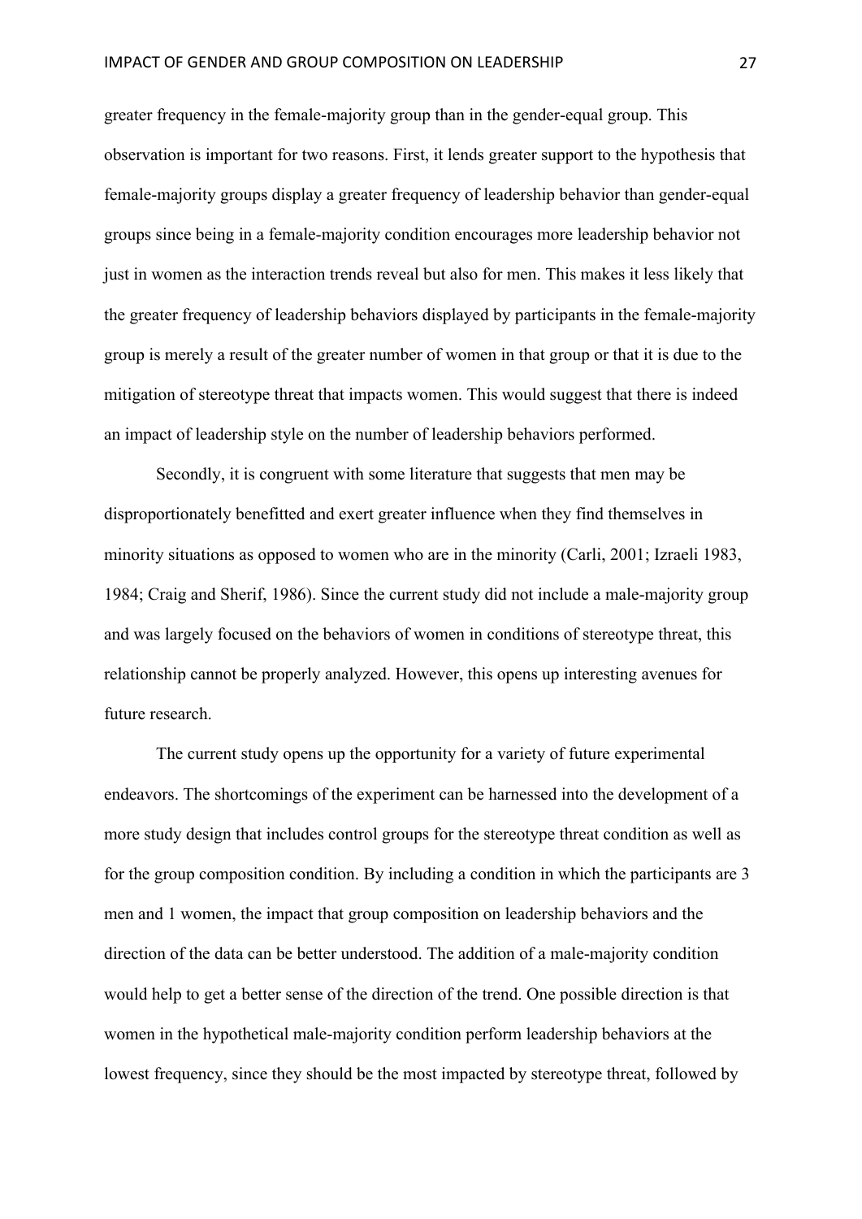greater frequency in the female-majority group than in the gender-equal group. This observation is important for two reasons. First, it lends greater support to the hypothesis that female-majority groups display a greater frequency of leadership behavior than gender-equal groups since being in a female-majority condition encourages more leadership behavior not just in women as the interaction trends reveal but also for men. This makes it less likely that the greater frequency of leadership behaviors displayed by participants in the female-majority group is merely a result of the greater number of women in that group or that it is due to the mitigation of stereotype threat that impacts women. This would suggest that there is indeed an impact of leadership style on the number of leadership behaviors performed.

Secondly, it is congruent with some literature that suggests that men may be disproportionately benefitted and exert greater influence when they find themselves in minority situations as opposed to women who are in the minority (Carli, 2001; Izraeli 1983, 1984; Craig and Sherif, 1986). Since the current study did not include a male-majority group and was largely focused on the behaviors of women in conditions of stereotype threat, this relationship cannot be properly analyzed. However, this opens up interesting avenues for future research.

The current study opens up the opportunity for a variety of future experimental endeavors. The shortcomings of the experiment can be harnessed into the development of a more study design that includes control groups for the stereotype threat condition as well as for the group composition condition. By including a condition in which the participants are 3 men and 1 women, the impact that group composition on leadership behaviors and the direction of the data can be better understood. The addition of a male-majority condition would help to get a better sense of the direction of the trend. One possible direction is that women in the hypothetical male-majority condition perform leadership behaviors at the lowest frequency, since they should be the most impacted by stereotype threat, followed by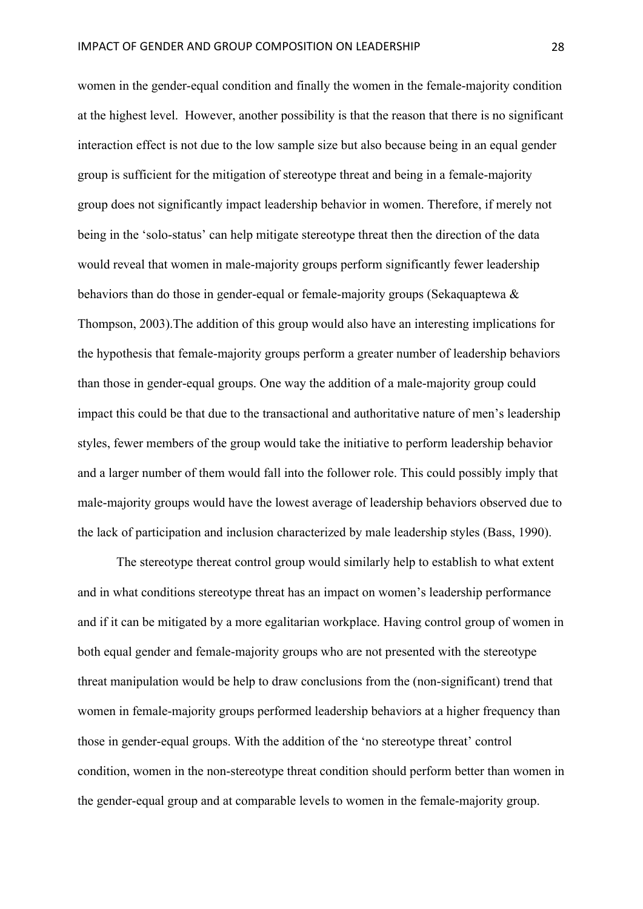women in the gender-equal condition and finally the women in the female-majority condition at the highest level. However, another possibility is that the reason that there is no significant interaction effect is not due to the low sample size but also because being in an equal gender group is sufficient for the mitigation of stereotype threat and being in a female-majority group does not significantly impact leadership behavior in women. Therefore, if merely not being in the 'solo-status' can help mitigate stereotype threat then the direction of the data would reveal that women in male-majority groups perform significantly fewer leadership behaviors than do those in gender-equal or female-majority groups (Sekaquaptewa & Thompson, 2003).The addition of this group would also have an interesting implications for the hypothesis that female-majority groups perform a greater number of leadership behaviors than those in gender-equal groups. One way the addition of a male-majority group could impact this could be that due to the transactional and authoritative nature of men's leadership styles, fewer members of the group would take the initiative to perform leadership behavior and a larger number of them would fall into the follower role. This could possibly imply that male-majority groups would have the lowest average of leadership behaviors observed due to the lack of participation and inclusion characterized by male leadership styles (Bass, 1990).

The stereotype thereat control group would similarly help to establish to what extent and in what conditions stereotype threat has an impact on women's leadership performance and if it can be mitigated by a more egalitarian workplace. Having control group of women in both equal gender and female-majority groups who are not presented with the stereotype threat manipulation would be help to draw conclusions from the (non-significant) trend that women in female-majority groups performed leadership behaviors at a higher frequency than those in gender-equal groups. With the addition of the 'no stereotype threat' control condition, women in the non-stereotype threat condition should perform better than women in the gender-equal group and at comparable levels to women in the female-majority group.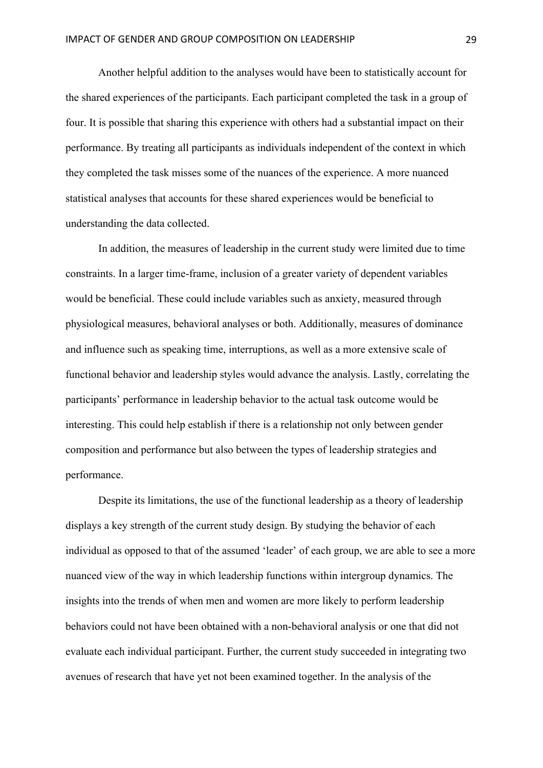Another helpful addition to the analyses would have been to statistically account for the shared experiences of the participants. Each participant completed the task in a group of four. It is possible that sharing this experience with others had a substantial impact on their performance. By treating all participants as individuals independent of the context in which they completed the task misses some of the nuances of the experience. A more nuanced statistical analyses that accounts for these shared experiences would be beneficial to understanding the data collected.

In addition, the measures of leadership in the current study were limited due to time constraints. In a larger time-frame, inclusion of a greater variety of dependent variables would be beneficial. These could include variables such as anxiety, measured through physiological measures, behavioral analyses or both. Additionally, measures of dominance and influence such as speaking time, interruptions, as well as a more extensive scale of functional behavior and leadership styles would advance the analysis. Lastly, correlating the participants' performance in leadership behavior to the actual task outcome would be interesting. This could help establish if there is a relationship not only between gender composition and performance but also between the types of leadership strategies and performance.

Despite its limitations, the use of the functional leadership as a theory of leadership displays a key strength of the current study design. By studying the behavior of each individual as opposed to that of the assumed 'leader' of each group, we are able to see a more nuanced view of the way in which leadership functions within intergroup dynamics. The insights into the trends of when men and women are more likely to perform leadership behaviors could not have been obtained with a non-behavioral analysis or one that did not evaluate each individual participant. Further, the current study succeeded in integrating two avenues of research that have yet not been examined together. In the analysis of the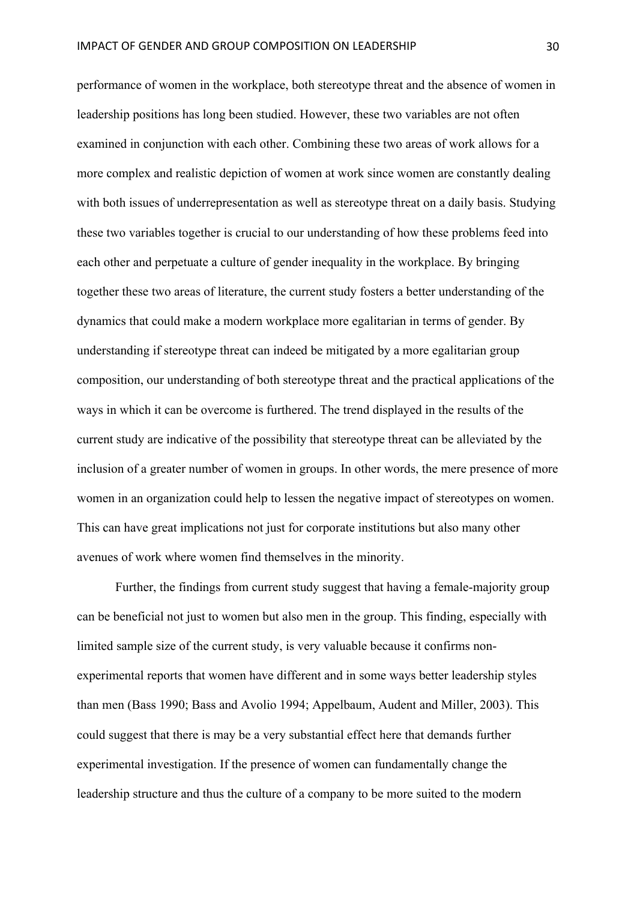performance of women in the workplace, both stereotype threat and the absence of women in leadership positions has long been studied. However, these two variables are not often examined in conjunction with each other. Combining these two areas of work allows for a more complex and realistic depiction of women at work since women are constantly dealing with both issues of underrepresentation as well as stereotype threat on a daily basis. Studying these two variables together is crucial to our understanding of how these problems feed into each other and perpetuate a culture of gender inequality in the workplace. By bringing together these two areas of literature, the current study fosters a better understanding of the dynamics that could make a modern workplace more egalitarian in terms of gender. By understanding if stereotype threat can indeed be mitigated by a more egalitarian group composition, our understanding of both stereotype threat and the practical applications of the ways in which it can be overcome is furthered. The trend displayed in the results of the current study are indicative of the possibility that stereotype threat can be alleviated by the inclusion of a greater number of women in groups. In other words, the mere presence of more women in an organization could help to lessen the negative impact of stereotypes on women. This can have great implications not just for corporate institutions but also many other avenues of work where women find themselves in the minority.

Further, the findings from current study suggest that having a female-majority group can be beneficial not just to women but also men in the group. This finding, especially with limited sample size of the current study, is very valuable because it confirms non-experimental reports that women have different and in some ways better leadership styles than men (Bass 1990; Bass and Avolio 1994; Appelbaum, Audent and Miller, 2003). This could suggest that there is may be a very substantial effect here that demands further experimental investigation. If the presence of women can fundamentally change the leadership structure and thus the culture of a company to be more suited to the modern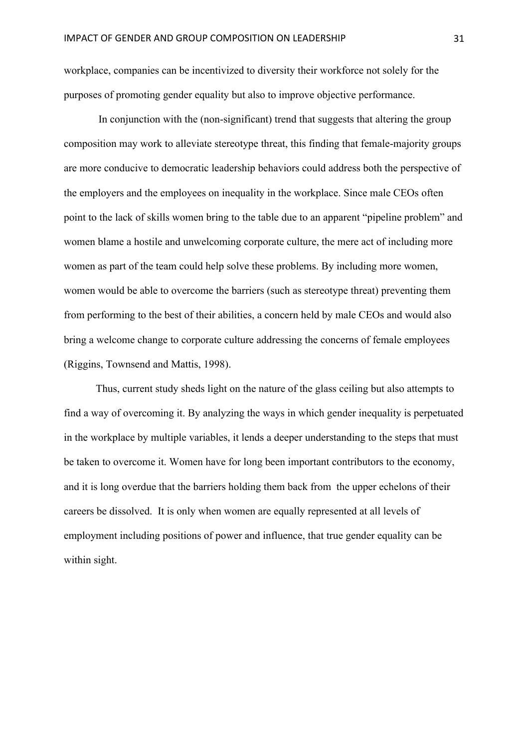workplace, companies can be incentivized to diversity their workforce not solely for the purposes of promoting gender equality but also to improve objective performance.

In conjunction with the (non-significant) trend that suggests that altering the group composition may work to alleviate stereotype threat, this finding that female-majority groups are more conducive to democratic leadership behaviors could address both the perspective of the employers and the employees on inequality in the workplace. Since male CEOs often point to the lack of skills women bring to the table due to an apparent "pipeline problem" and women blame a hostile and unwelcoming corporate culture, the mere act of including more women as part of the team could help solve these problems. By including more women, women would be able to overcome the barriers (such as stereotype threat) preventing them from performing to the best of their abilities, a concern held by male CEOs and would also bring a welcome change to corporate culture addressing the concerns of female employees (Riggins, Townsend and Mattis, 1998).

Thus, current study sheds light on the nature of the glass ceiling but also attempts to find a way of overcoming it. By analyzing the ways in which gender inequality is perpetuated in the workplace by multiple variables, it lends a deeper understanding to the steps that must be taken to overcome it. Women have for long been important contributors to the economy, and it is long overdue that the barriers holding them back from the upper echelons of their careers be dissolved. It is only when women are equally represented at all levels of employment including positions of power and influence, that true gender equality can be within sight.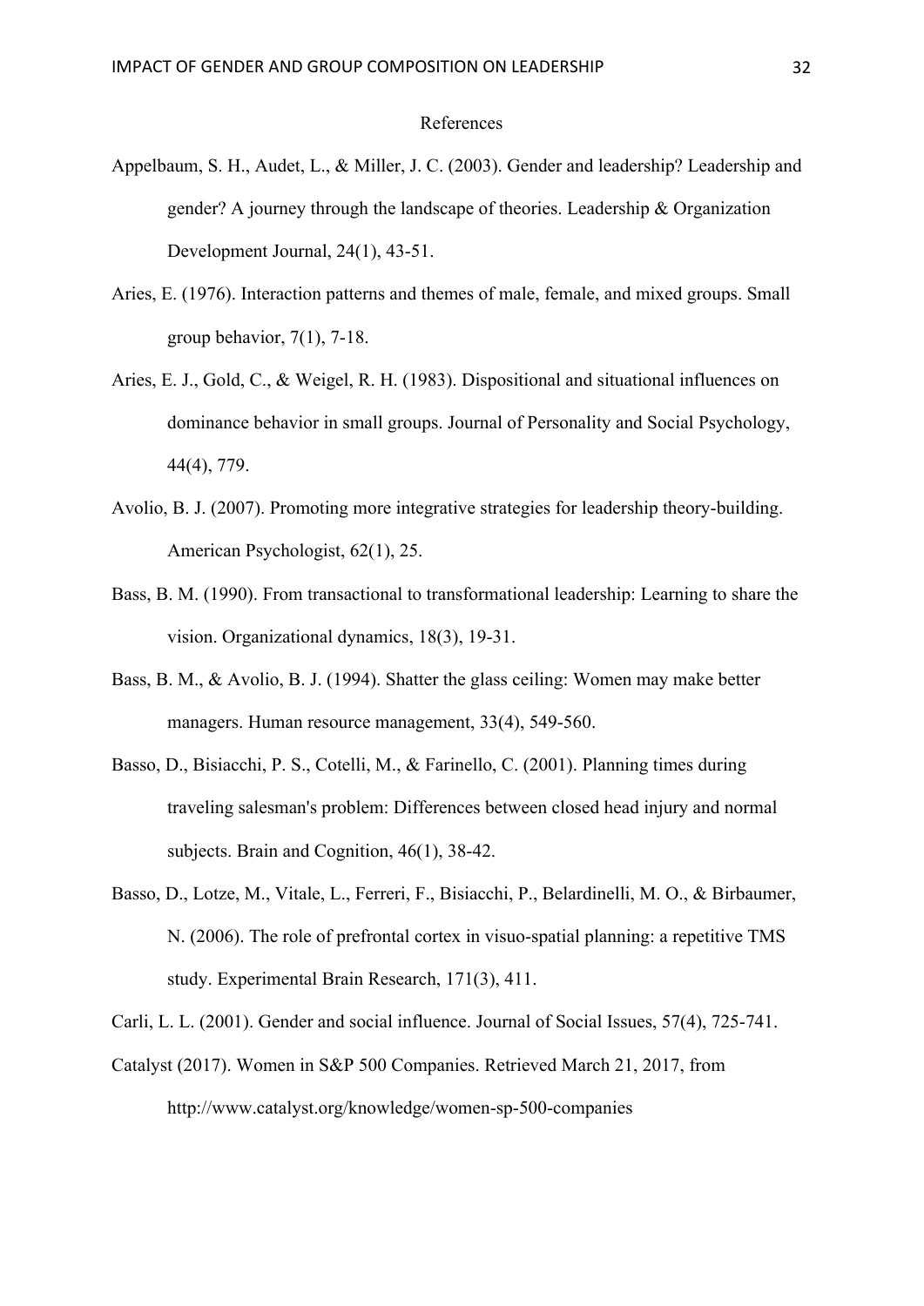# References

Appelbaum, S. H., Audet, L., & Miller, J. C. (2003). Gender and leadership? Leadership and gender? A journey through the landscape of theories. Leadership & Organization Development Journal, 24(1), 43-51.

Aries, E. (1976). Interaction patterns and themes of male, female, and mixed groups. Small group behavior, 7(1), 7-18.

Aries, E. J., Gold, C., & Weigel, R. H. (1983). Dispositional and situational influences on dominance behavior in small groups. Journal of Personality and Social Psychology, 44(4), 779.

Avolio, B. J. (2007). Promoting more integrative strategies for leadership theory-building. American Psychologist, 62(1), 25.

Bass, B. M. (1990). From transactional to transformational leadership: Learning to share the vision. Organizational dynamics, 18(3), 19-31.

Bass, B. M., & Avolio, B. J. (1994). Shatter the glass ceiling: Women may make better managers. Human resource management, 33(4), 549-560.

Basso, D., Bisiacchi, P. S., Cotelli, M., & Farinello, C. (2001). Planning times during traveling salesman's problem: Differences between closed head injury and normal subjects. Brain and Cognition, 46(1), 38-42.

Basso, D., Lotze, M., Vitale, L., Ferreri, F., Bisiacchi, P., Belardinelli, M. O., & Birbaumer, N. (2006). The role of prefrontal cortex in visuo-spatial planning: a repetitive TMS study. Experimental Brain Research, 171(3), 411.

Carli, L. L. (2001). Gender and social influence. Journal of Social Issues, 57(4), 725-741.

Catalyst (2017). Women in S&P 500 Companies. Retrieved March 21, 2017, from http://www.catalyst.org/knowledge/women-sp-500-companies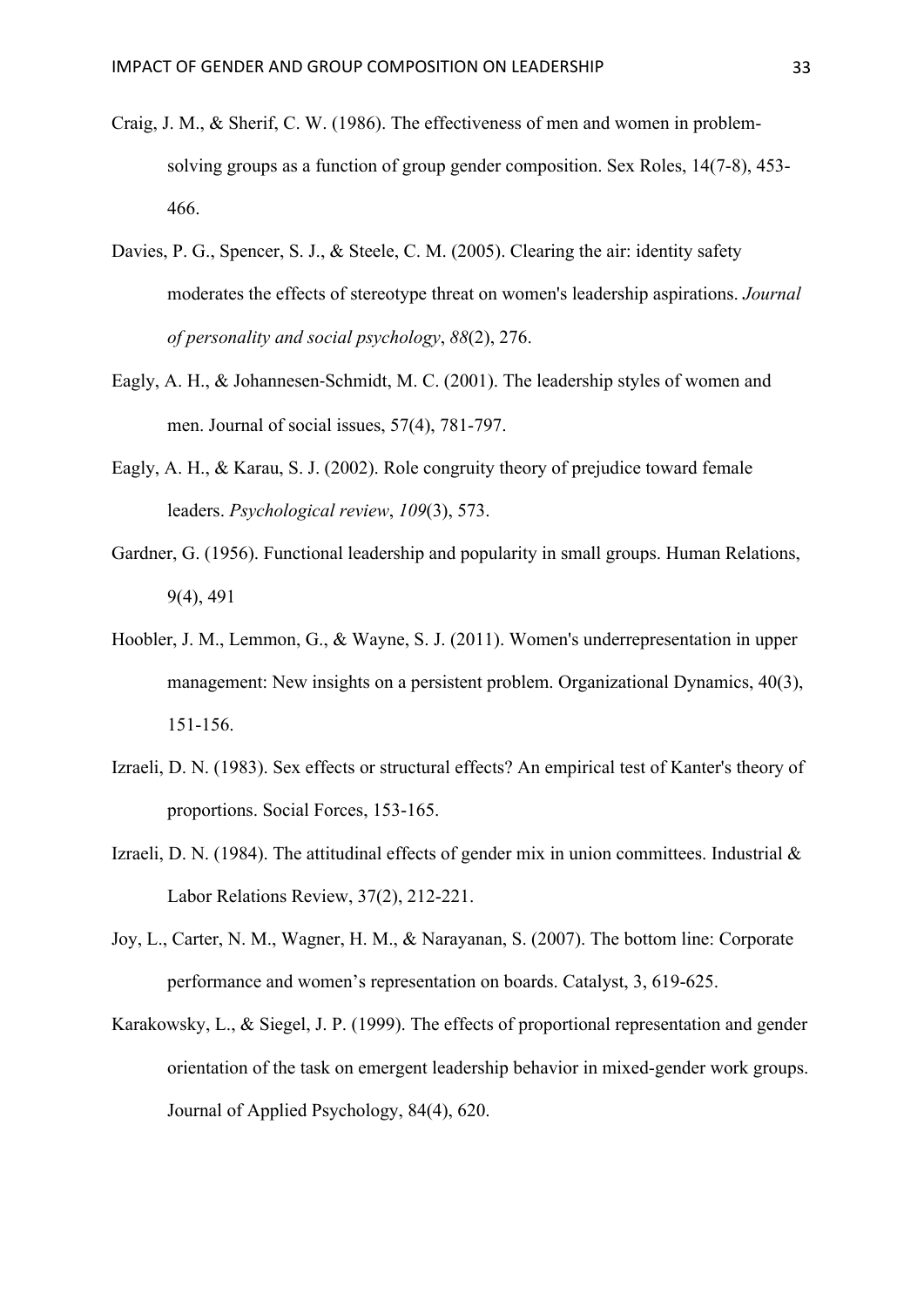Craig, J. M., & Sherif, C. W. (1986). The effectiveness of men and women in problem-solving groups as a function of group gender composition. Sex Roles, 14(7-8), 453-466.

Davies, P. G., Spencer, S. J., & Steele, C. M. (2005). Clearing the air: identity safety moderates the effects of stereotype threat on women's leadership aspirations. *Journal of personality and social psychology*, *88*(2), 276.

Eagly, A. H., & Johannesen-Schmidt, M. C. (2001). The leadership styles of women and men. Journal of social issues, 57(4), 781-797.

Eagly, A. H., & Karau, S. J. (2002). Role congruity theory of prejudice toward female leaders. *Psychological review*, *109*(3), 573.

Gardner, G. (1956). Functional leadership and popularity in small groups. Human Relations, 9(4), 491

Hoobler, J. M., Lemmon, G., & Wayne, S. J. (2011). Women's underrepresentation in upper management: New insights on a persistent problem. Organizational Dynamics, 40(3), 151-156.

Izraeli, D. N. (1983). Sex effects or structural effects? An empirical test of Kanter's theory of proportions. Social Forces, 153-165.

Izraeli, D. N. (1984). The attitudinal effects of gender mix in union committees. Industrial & Labor Relations Review, 37(2), 212-221.

Joy, L., Carter, N. M., Wagner, H. M., & Narayanan, S. (2007). The bottom line: Corporate performance and women's representation on boards. Catalyst, 3, 619-625.

Karakowsky, L., & Siegel, J. P. (1999). The effects of proportional representation and gender orientation of the task on emergent leadership behavior in mixed-gender work groups. Journal of Applied Psychology, 84(4), 620.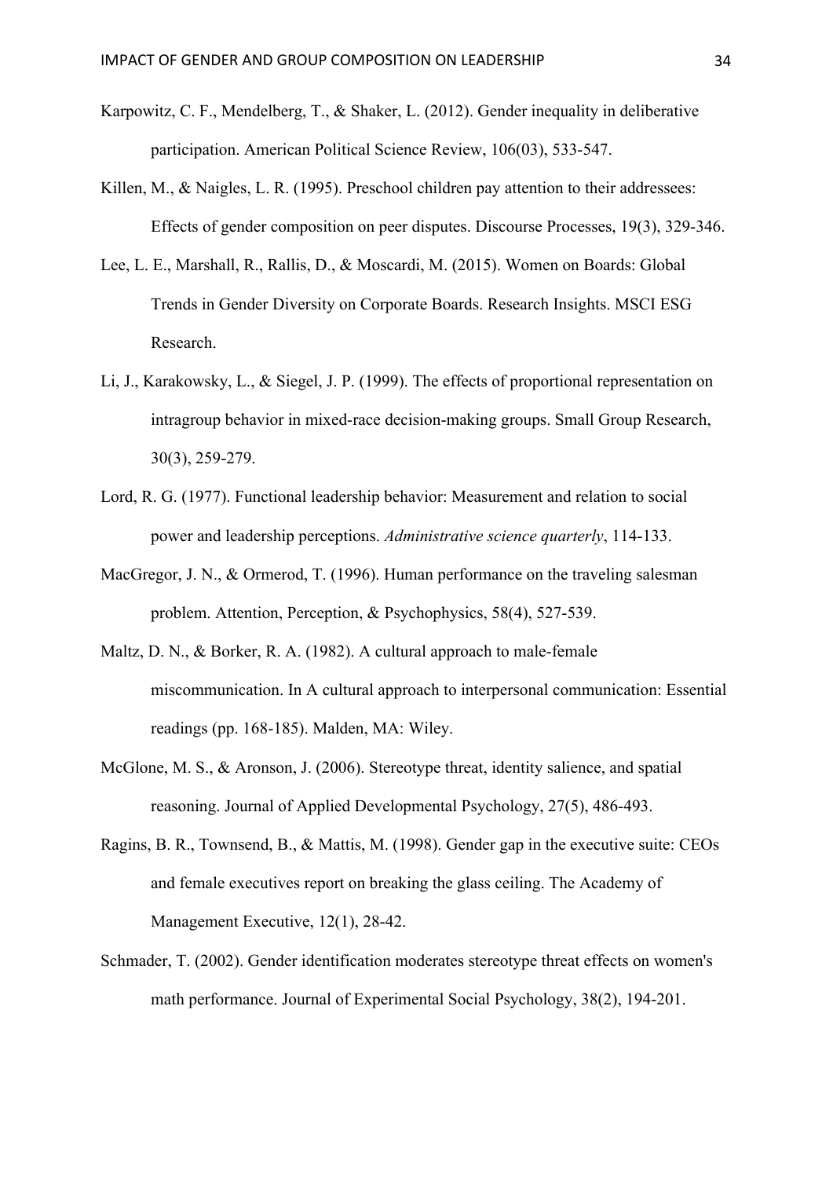Karpowitz, C. F., Mendelberg, T., & Shaker, L. (2012). Gender inequality in deliberative participation. American Political Science Review, 106(03), 533-547.

Killen, M., & Naigles, L. R. (1995). Preschool children pay attention to their addressees: Effects of gender composition on peer disputes. Discourse Processes, 19(3), 329-346.

Lee, L. E., Marshall, R., Rallis, D., & Moscardi, M. (2015). Women on Boards: Global Trends in Gender Diversity on Corporate Boards. Research Insights. MSCI ESG Research.

Li, J., Karakowsky, L., & Siegel, J. P. (1999). The effects of proportional representation on intragroup behavior in mixed-race decision-making groups. Small Group Research, 30(3), 259-279.

Lord, R. G. (1977). Functional leadership behavior: Measurement and relation to social power and leadership perceptions. *Administrative science quarterly*, 114-133.

MacGregor, J. N., & Ormerod, T. (1996). Human performance on the traveling salesman problem. Attention, Perception, & Psychophysics, 58(4), 527-539.

Maltz, D. N., & Borker, R. A. (1982). A cultural approach to male-female miscommunication. In A cultural approach to interpersonal communication: Essential readings (pp. 168-185). Malden, MA: Wiley.

McGlone, M. S., & Aronson, J. (2006). Stereotype threat, identity salience, and spatial reasoning. Journal of Applied Developmental Psychology, 27(5), 486-493.

Ragins, B. R., Townsend, B., & Mattis, M. (1998). Gender gap in the executive suite: CEOs and female executives report on breaking the glass ceiling. The Academy of Management Executive, 12(1), 28-42.

Schmader, T. (2002). Gender identification moderates stereotype threat effects on women's math performance. Journal of Experimental Social Psychology, 38(2), 194-201.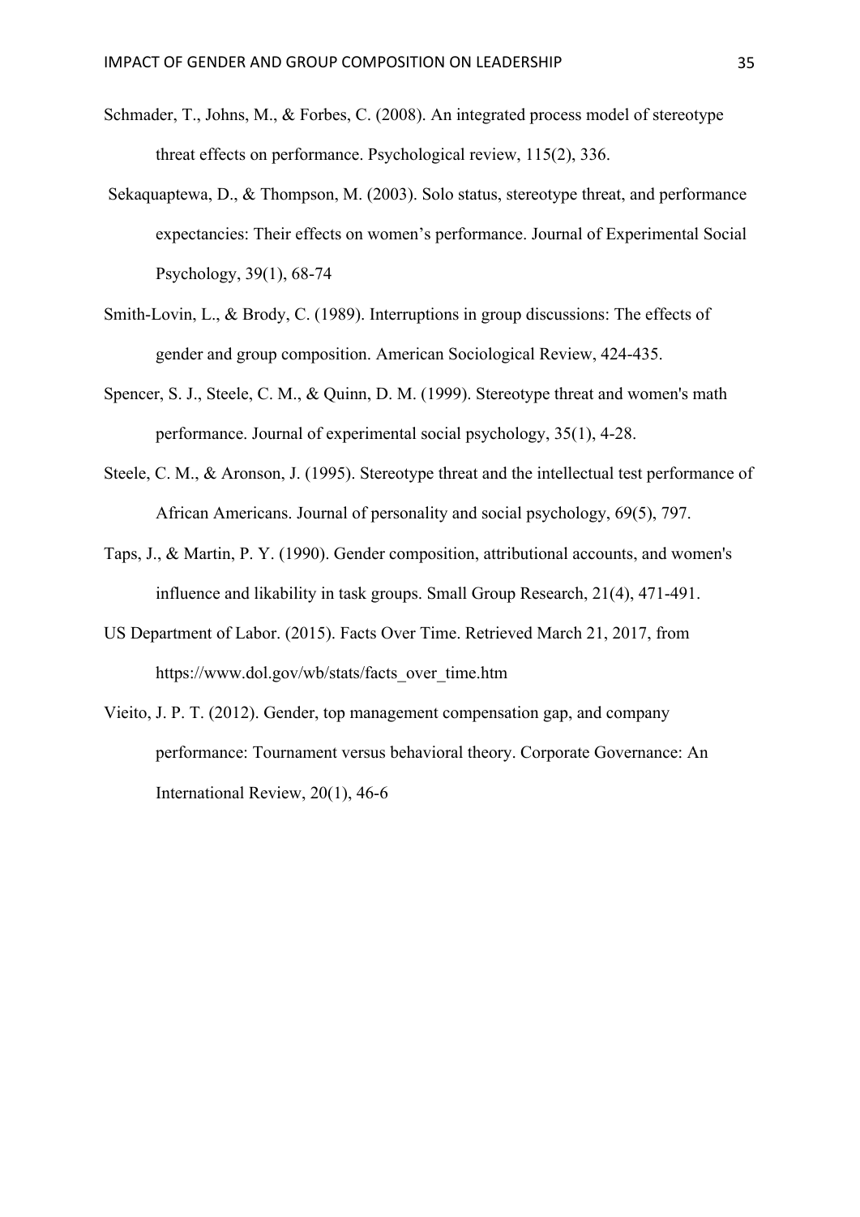Schmader, T., Johns, M., & Forbes, C. (2008). An integrated process model of stereotype threat effects on performance. Psychological review, 115(2), 336.

Sekaquaptewa, D., & Thompson, M. (2003). Solo status, stereotype threat, and performance expectancies: Their effects on women's performance. Journal of Experimental Social Psychology, 39(1), 68-74

Smith-Lovin, L., & Brody, C. (1989). Interruptions in group discussions: The effects of gender and group composition. American Sociological Review, 424-435.

Spencer, S. J., Steele, C. M., & Quinn, D. M. (1999). Stereotype threat and women's math performance. Journal of experimental social psychology, 35(1), 4-28.

Steele, C. M., & Aronson, J. (1995). Stereotype threat and the intellectual test performance of African Americans. Journal of personality and social psychology, 69(5), 797.

Taps, J., & Martin, P. Y. (1990). Gender composition, attributional accounts, and women's influence and likability in task groups. Small Group Research, 21(4), 471-491.

US Department of Labor. (2015). Facts Over Time. Retrieved March 21, 2017, from https://www.dol.gov/wb/stats/facts_over_time.htm

Vieito, J. P. T. (2012). Gender, top management compensation gap, and company performance: Tournament versus behavioral theory. Corporate Governance: An International Review, 20(1), 46-6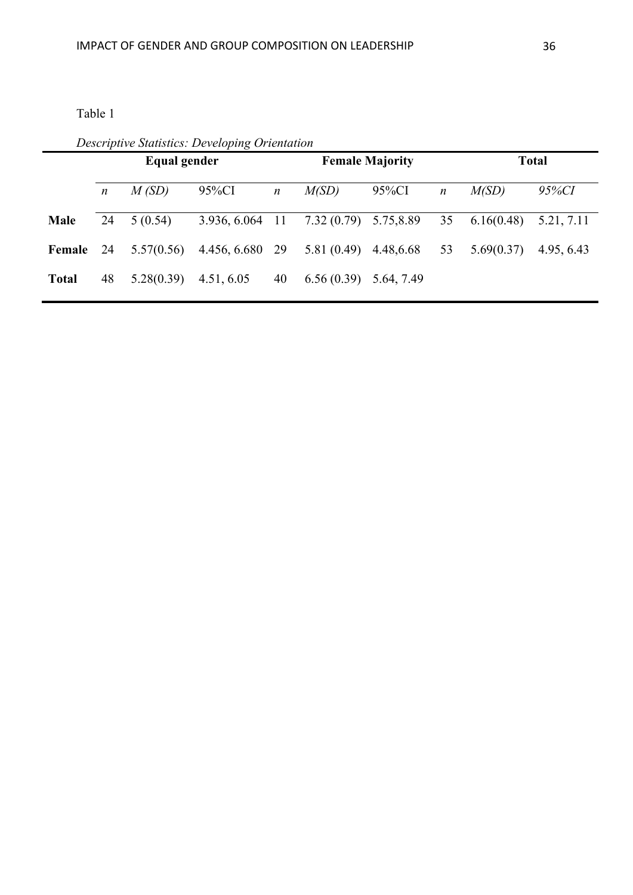Table 1

*Descriptive Statistics: Developing Orientation*

| | Equal gender | | | Female Majority | | | Total | | |
|---|---|---|---|---|---|---|---|---|---|
| | *n* | *M (SD)* | 95%CI | *n* | *M(SD)* | 95%CI | *n* | *M(SD)* | *95%CI* |
| **Male** | 24 | 5 (0.54) | 3.936, 6.064 | 11 | 7.32 (0.79) | 5.75,8.89 | 35 | 6.16(0.48) | 5.21, 7.11 |
| **Female** | 24 | 5.57(0.56) | 4.456, 6.680 | 29 | 5.81 (0.49) | 4.48,6.68 | 53 | 5.69(0.37) | 4.95, 6.43 |
| **Total** | 48 | 5.28(0.39) | 4.51, 6.05 | 40 | 6.56 (0.39) | 5.64, 7.49 | | | |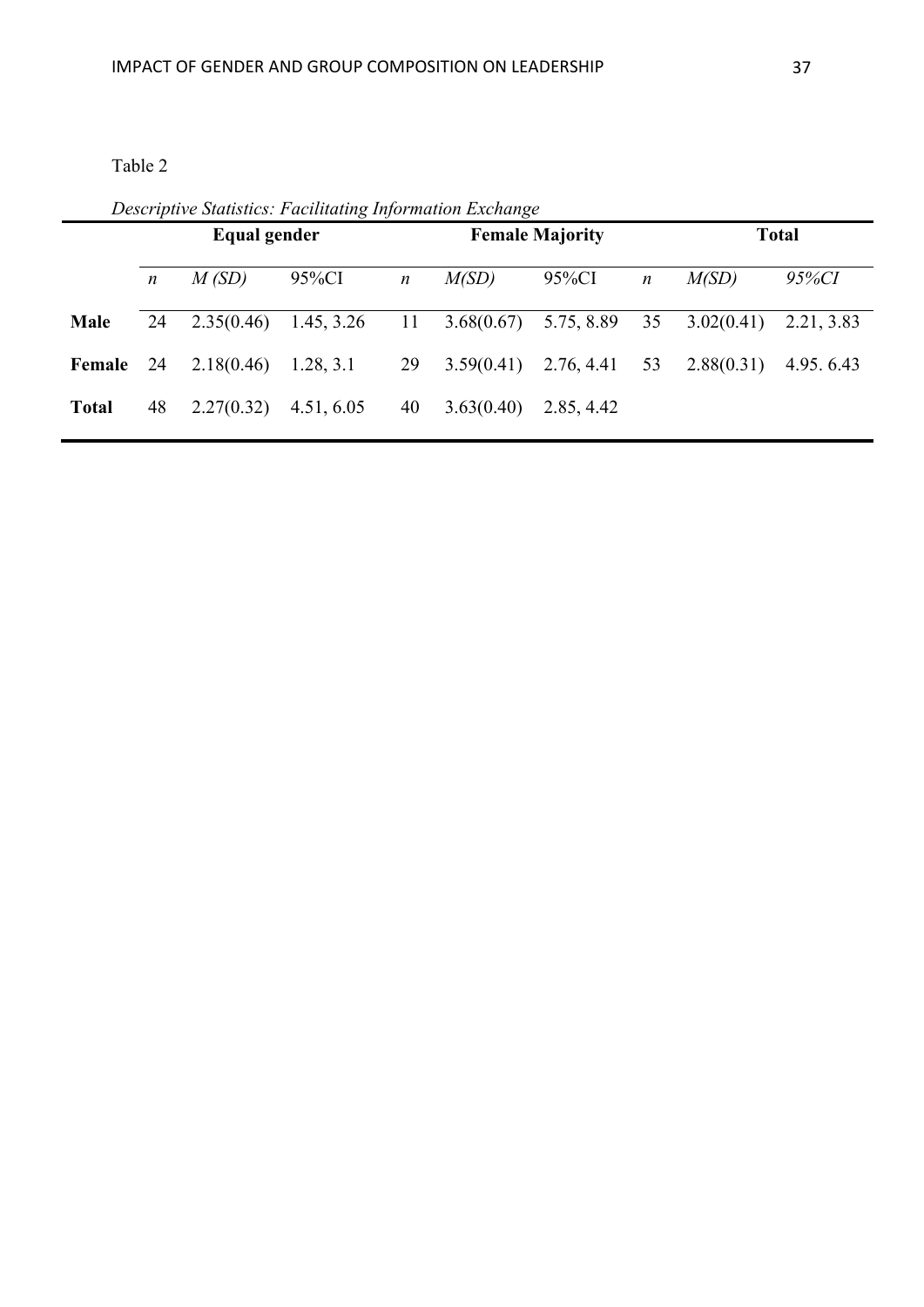Table 2

*Descriptive Statistics: Facilitating Information Exchange*

| | Equal gender | | | Female Majority | | | Total | | |
|---|---|---|---|---|---|---|---|---|---|
| | *n* | *M (SD)* | 95%CI | *n* | *M(SD)* | 95%CI | *n* | *M(SD)* | *95%CI* |
| **Male** | 24 | 2.35(0.46) | 1.45, 3.26 | 11 | 3.68(0.67) | 5.75, 8.89 | 35 | 3.02(0.41) | 2.21, 3.83 |
| **Female** | 24 | 2.18(0.46) | 1.28, 3.1 | 29 | 3.59(0.41) | 2.76, 4.41 | 53 | 2.88(0.31) | 4.95. 6.43 |
| **Total** | 48 | 2.27(0.32) | 4.51, 6.05 | 40 | 3.63(0.40) | 2.85, 4.42 | | | |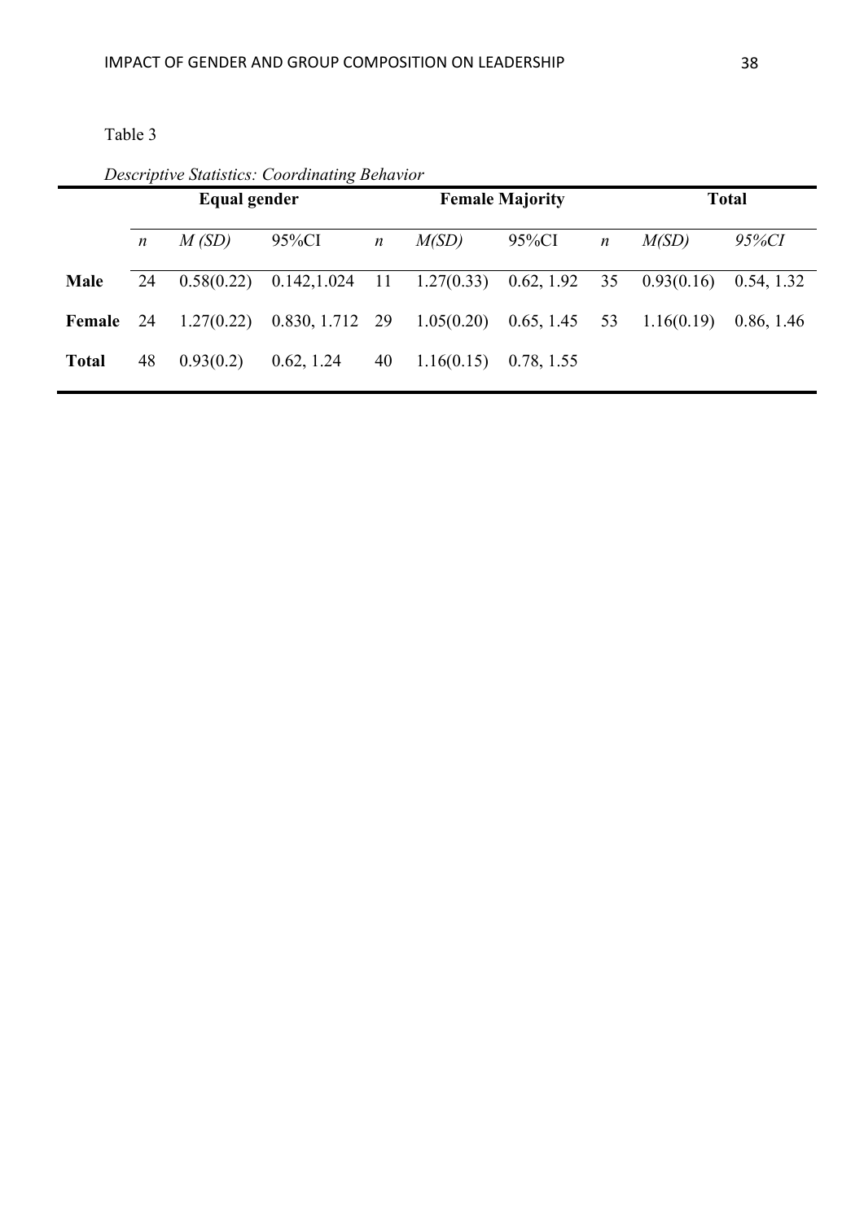Table 3

*Descriptive Statistics: Coordinating Behavior*

| | Equal gender | | | Female Majority | | | Total | | |
|---|---|---|---|---|---|---|---|---|---|
| | *n* | *M (SD)* | 95%CI | *n* | *M(SD)* | 95%CI | *n* | *M(SD)* | *95%CI* |
| **Male** | 24 | 0.58(0.22) | 0.142,1.024 | 11 | 1.27(0.33) | 0.62, 1.92 | 35 | 0.93(0.16) | 0.54, 1.32 |
| **Female** | 24 | 1.27(0.22) | 0.830, 1.712 | 29 | 1.05(0.20) | 0.65, 1.45 | 53 | 1.16(0.19) | 0.86, 1.46 |
| **Total** | 48 | 0.93(0.2) | 0.62, 1.24 | 40 | 1.16(0.15) | 0.78, 1.55 | | | |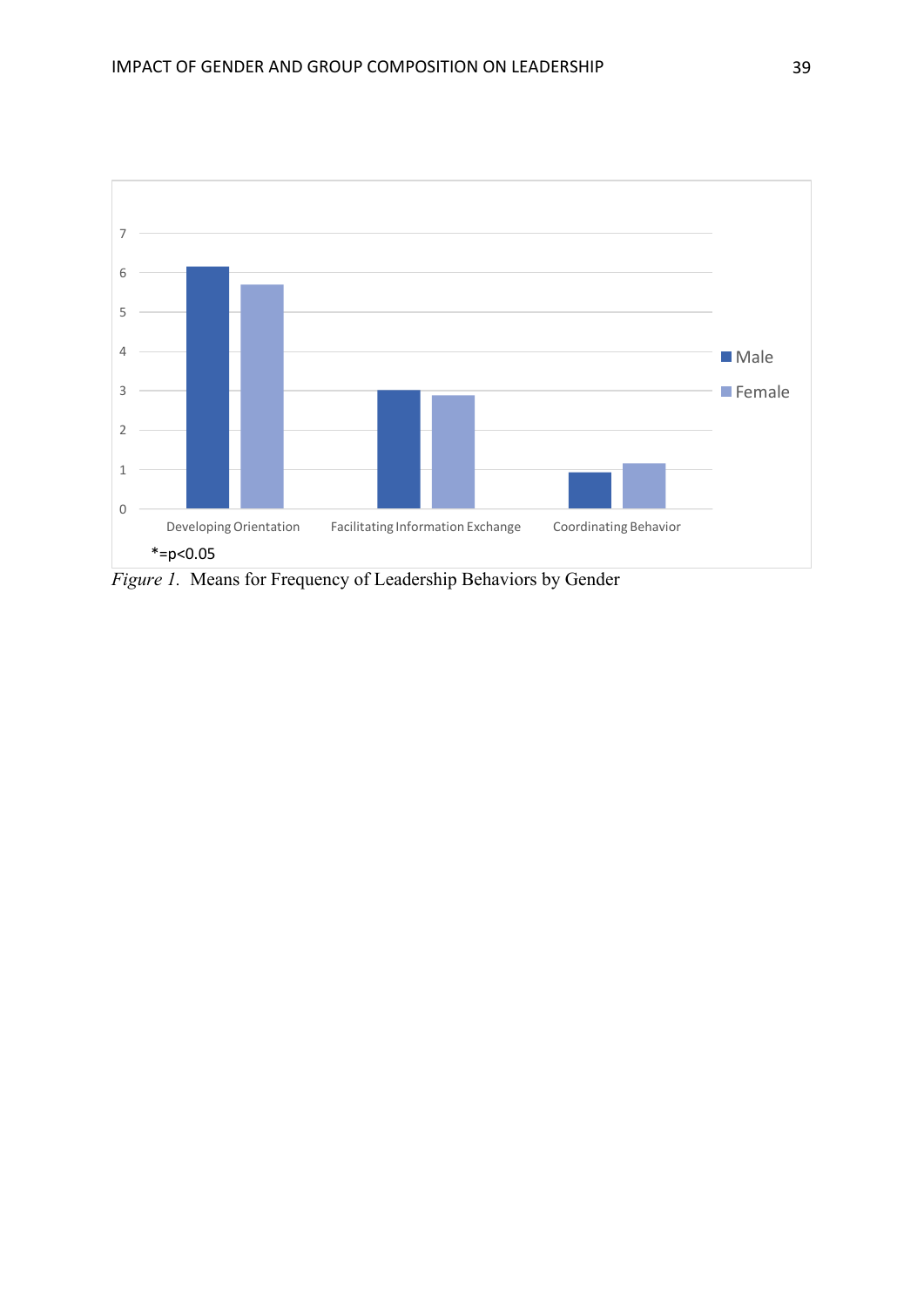*=p<0.05

*Figure 1*. Means for Frequency of Leadership Behaviors by Gender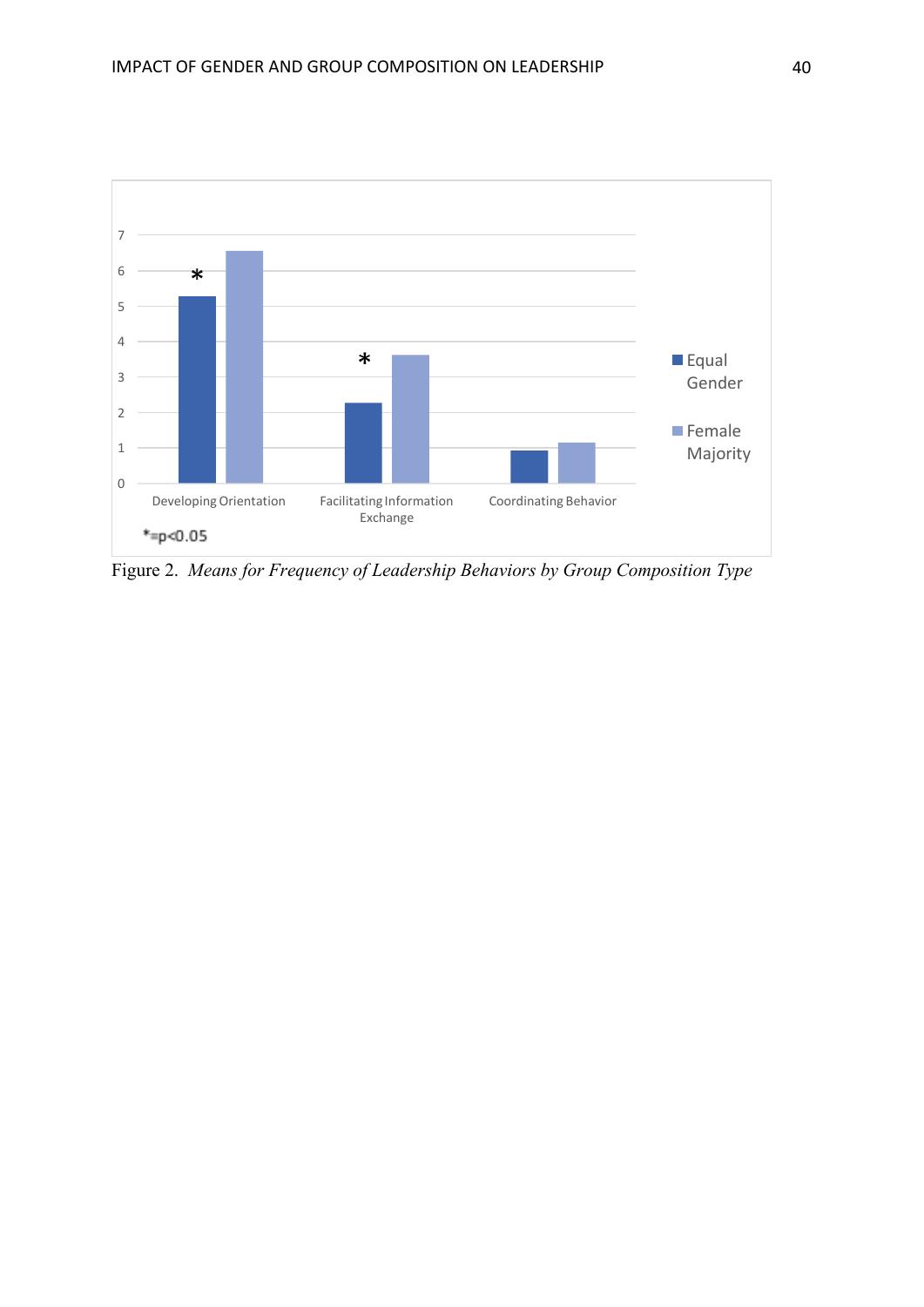Figure 2. *Means for Frequency of Leadership Behaviors by Group Composition Type*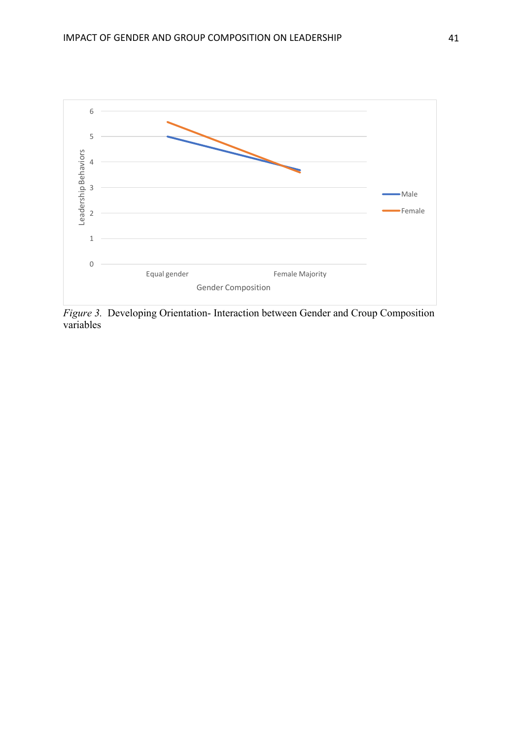*Figure 3.* Developing Orientation- Interaction between Gender and Croup Composition variables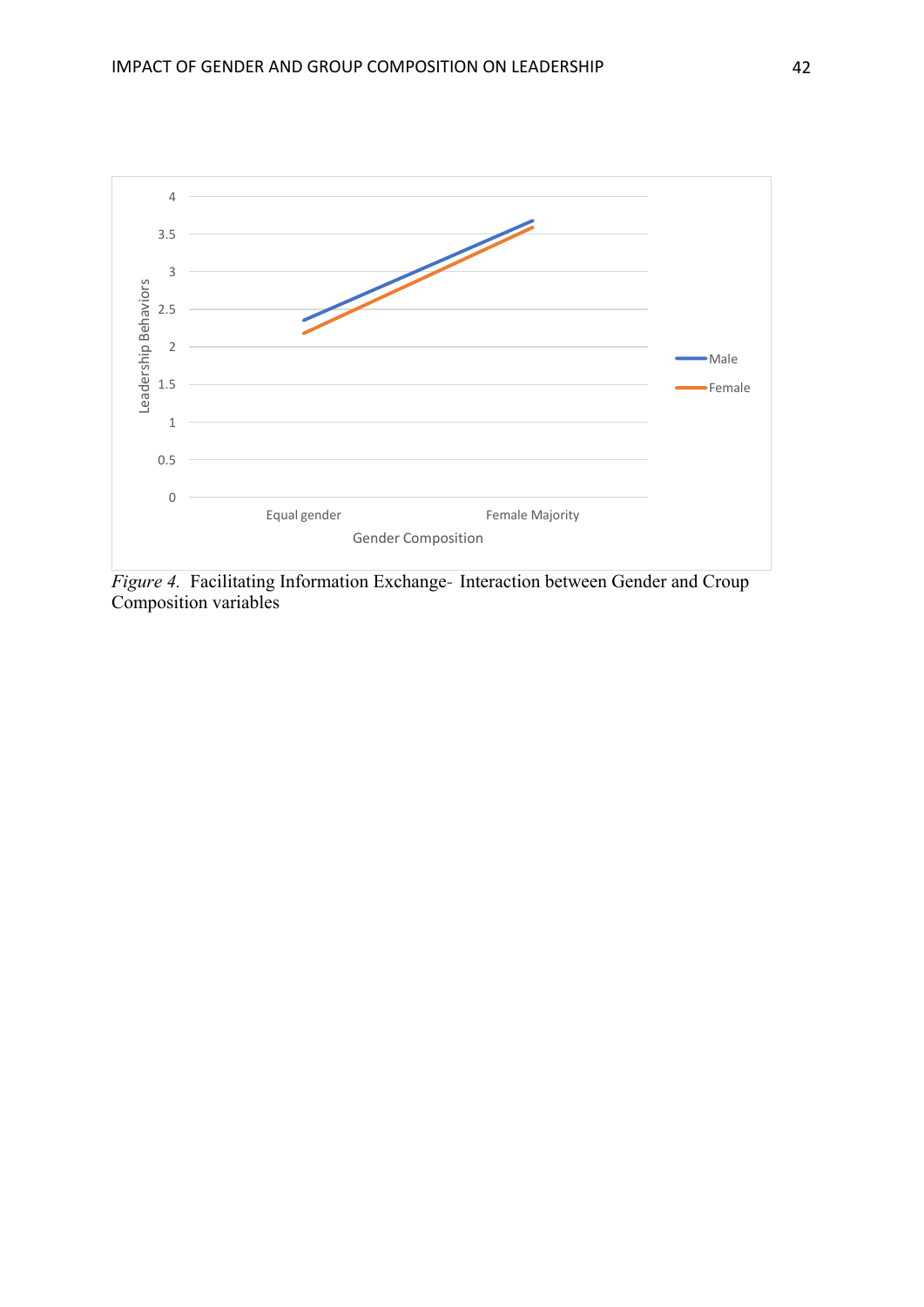*Figure 4.* Facilitating Information Exchange- Interaction between Gender and Croup Composition variables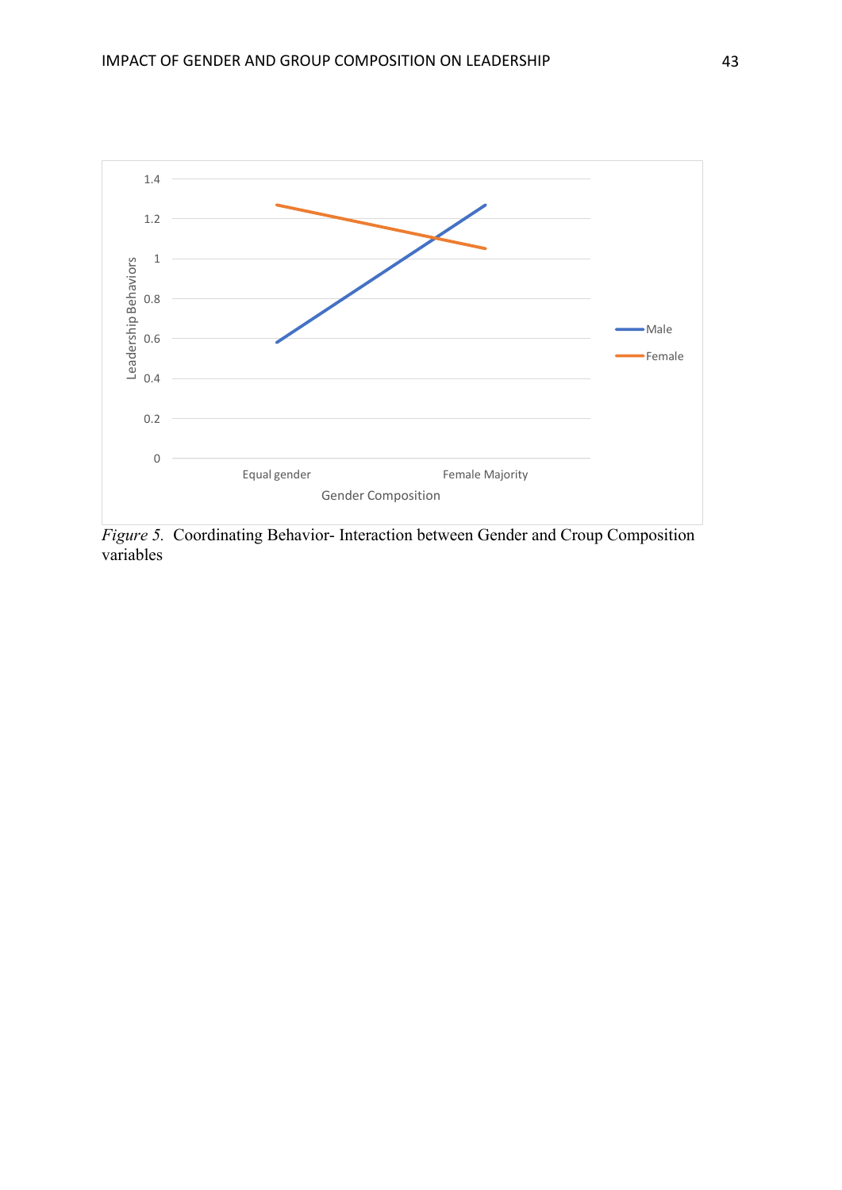*Figure 5.* Coordinating Behavior- Interaction between Gender and Croup Composition variables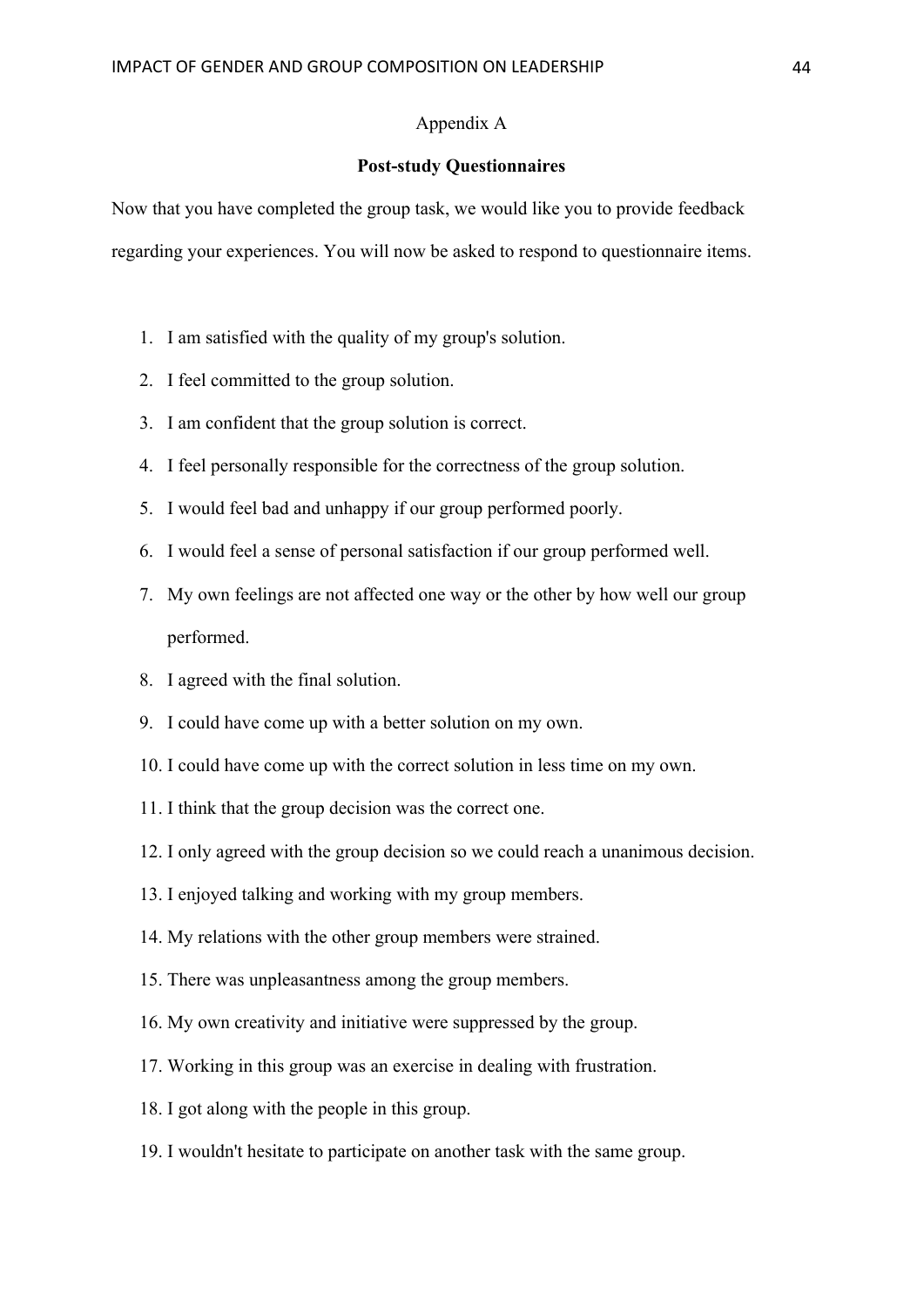Appendix A

**Post-study Questionnaires**

Now that you have completed the group task, we would like you to provide feedback regarding your experiences. You will now be asked to respond to questionnaire items.

1. I am satisfied with the quality of my group's solution.
2. I feel committed to the group solution.
3. I am confident that the group solution is correct.
4. I feel personally responsible for the correctness of the group solution.
5. I would feel bad and unhappy if our group performed poorly.
6. I would feel a sense of personal satisfaction if our group performed well.
7. My own feelings are not affected one way or the other by how well our group performed.
8. I agreed with the final solution.
9. I could have come up with a better solution on my own.
10. I could have come up with the correct solution in less time on my own.
11. I think that the group decision was the correct one.
12. I only agreed with the group decision so we could reach a unanimous decision.
13. I enjoyed talking and working with my group members.
14. My relations with the other group members were strained.
15. There was unpleasantness among the group members.
16. My own creativity and initiative were suppressed by the group.
17. Working in this group was an exercise in dealing with frustration.
18. I got along with the people in this group.
19. I wouldn't hesitate to participate on another task with the same group.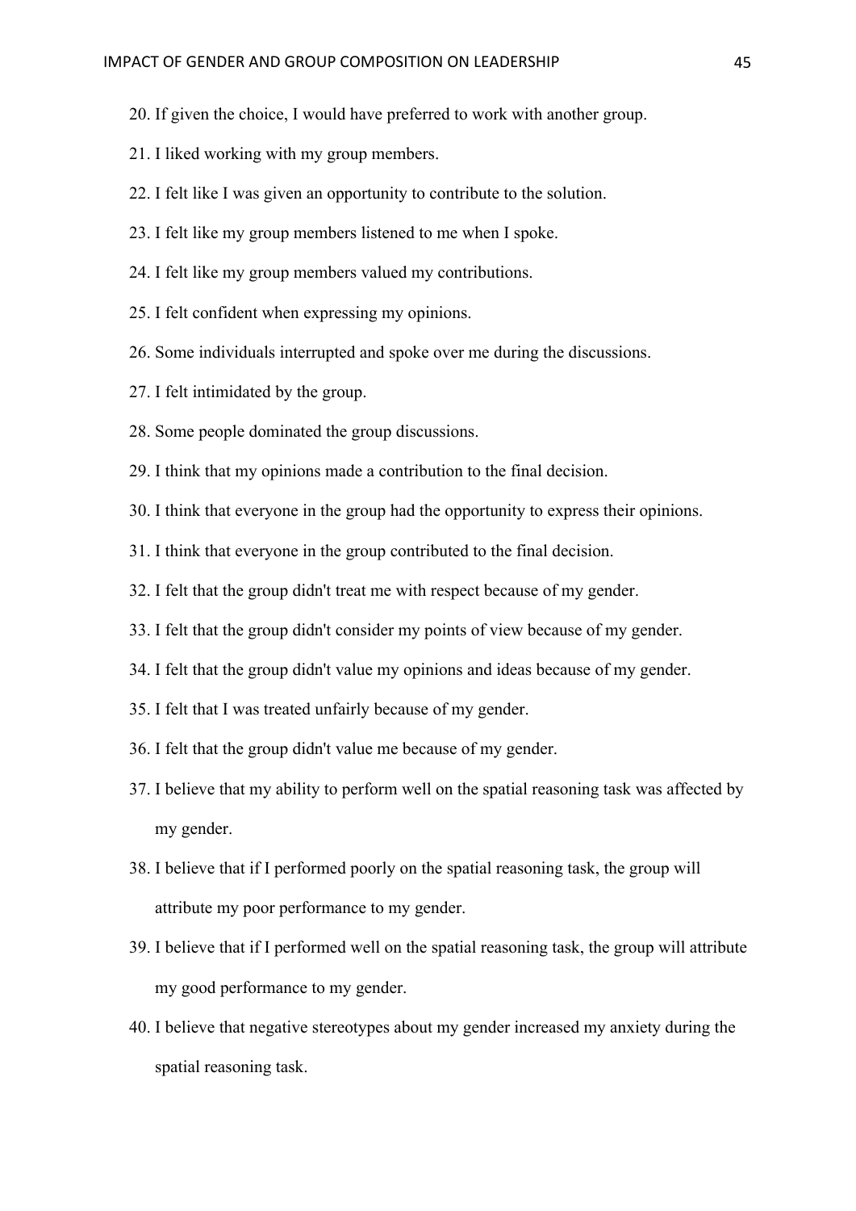20. If given the choice, I would have preferred to work with another group.
21. I liked working with my group members.
22. I felt like I was given an opportunity to contribute to the solution.
23. I felt like my group members listened to me when I spoke.
24. I felt like my group members valued my contributions.
25. I felt confident when expressing my opinions.
26. Some individuals interrupted and spoke over me during the discussions.
27. I felt intimidated by the group.
28. Some people dominated the group discussions.
29. I think that my opinions made a contribution to the final decision.
30. I think that everyone in the group had the opportunity to express their opinions.
31. I think that everyone in the group contributed to the final decision.
32. I felt that the group didn't treat me with respect because of my gender.
33. I felt that the group didn't consider my points of view because of my gender.
34. I felt that the group didn't value my opinions and ideas because of my gender.
35. I felt that I was treated unfairly because of my gender.
36. I felt that the group didn't value me because of my gender.
37. I believe that my ability to perform well on the spatial reasoning task was affected by my gender.
38. I believe that if I performed poorly on the spatial reasoning task, the group will attribute my poor performance to my gender.
39. I believe that if I performed well on the spatial reasoning task, the group will attribute my good performance to my gender.
40. I believe that negative stereotypes about my gender increased my anxiety during the spatial reasoning task.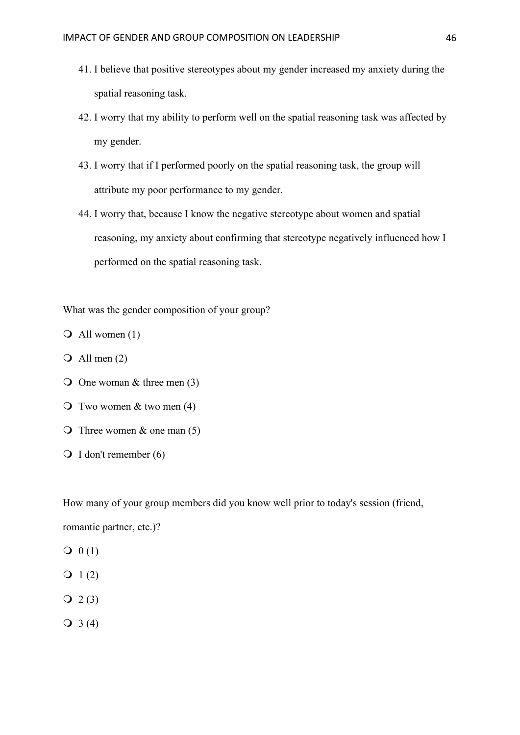41. I believe that positive stereotypes about my gender increased my anxiety during the spatial reasoning task.
42. I worry that my ability to perform well on the spatial reasoning task was affected by my gender.
43. I worry that if I performed poorly on the spatial reasoning task, the group will attribute my poor performance to my gender.
44. I worry that, because I know the negative stereotype about women and spatial reasoning, my anxiety about confirming that stereotype negatively influenced how I performed on the spatial reasoning task.

What was the gender composition of your group?

- All women (1)
- All men (2)
- One woman & three men (3)
- Two women & two men (4)
- Three women & one man (5)
- I don't remember (6)

How many of your group members did you know well prior to today's session (friend, romantic partner, etc.)?

- 0 (1)
- 1 (2)
- 2 (3)
- 3 (4)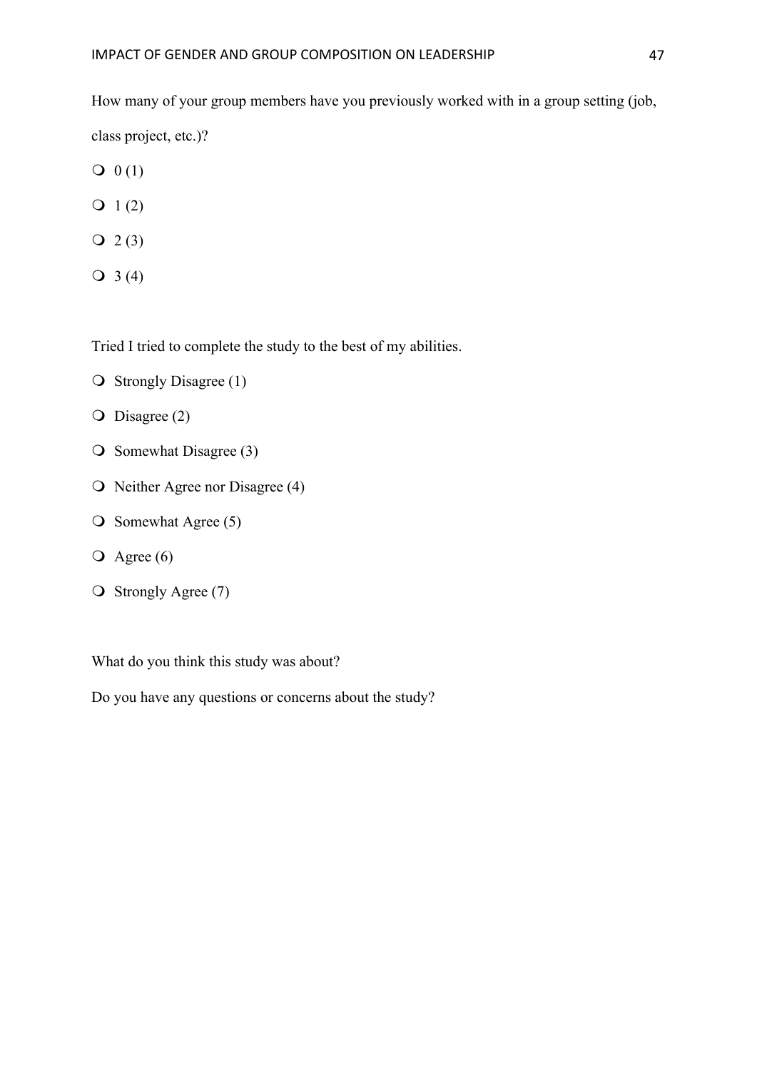How many of your group members have you previously worked with in a group setting (job, class project, etc.)?

- 0 (1)
- 1 (2)
- 2 (3)
- 3 (4)

Tried I tried to complete the study to the best of my abilities.

- Strongly Disagree (1)
- Disagree (2)
- Somewhat Disagree (3)
- Neither Agree nor Disagree (4)
- Somewhat Agree (5)
- Agree (6)
- Strongly Agree (7)

What do you think this study was about?

Do you have any questions or concerns about the study?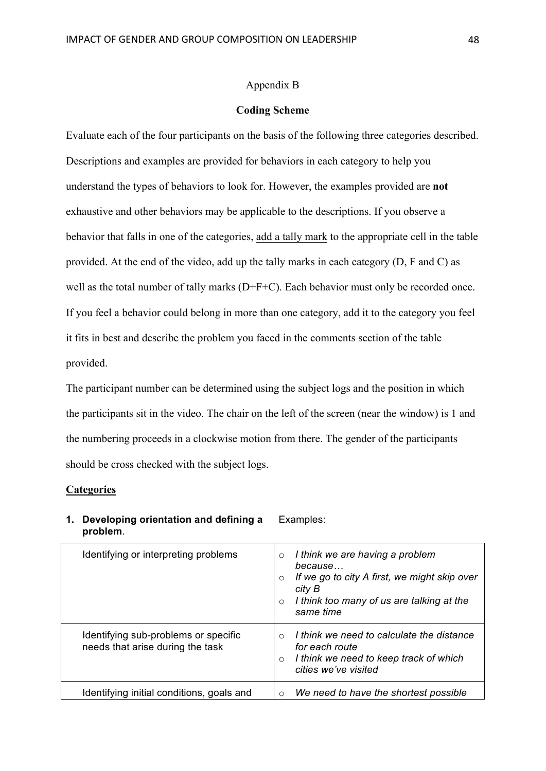Appendix B

**Coding Scheme**

Evaluate each of the four participants on the basis of the following three categories described. Descriptions and examples are provided for behaviors in each category to help you understand the types of behaviors to look for. However, the examples provided are **not** exhaustive and other behaviors may be applicable to the descriptions. If you observe a behavior that falls in one of the categories, <u>add a tally mark</u> to the appropriate cell in the table provided. At the end of the video, add up the tally marks in each category (D, F and C) as well as the total number of tally marks (D+F+C). Each behavior must only be recorded once. If you feel a behavior could belong in more than one category, add it to the category you feel it fits in best and describe the problem you faced in the comments section of the table provided.

The participant number can be determined using the subject logs and the position in which the participants sit in the video. The chair on the left of the screen (near the window) is 1 and the numbering proceeds in a clockwise motion from there. The gender of the participants should be cross checked with the subject logs.

**<u>Categories</u>**

1. **Developing orientation and defining a problem**.

| | Examples: |
|---|---|
| Identifying or interpreting problems | ○ *I think we are having a problem because…*<br>○ *If we go to city A first, we might skip over city B*<br>○ *I think too many of us are talking at the same time* |
| Identifying sub-problems or specific needs that arise during the task | ○ *I think we need to calculate the distance for each route*<br>○ *I think we need to keep track of which cities we've visited* |
| Identifying initial conditions, goals and | ○ *We need to have the shortest possible* |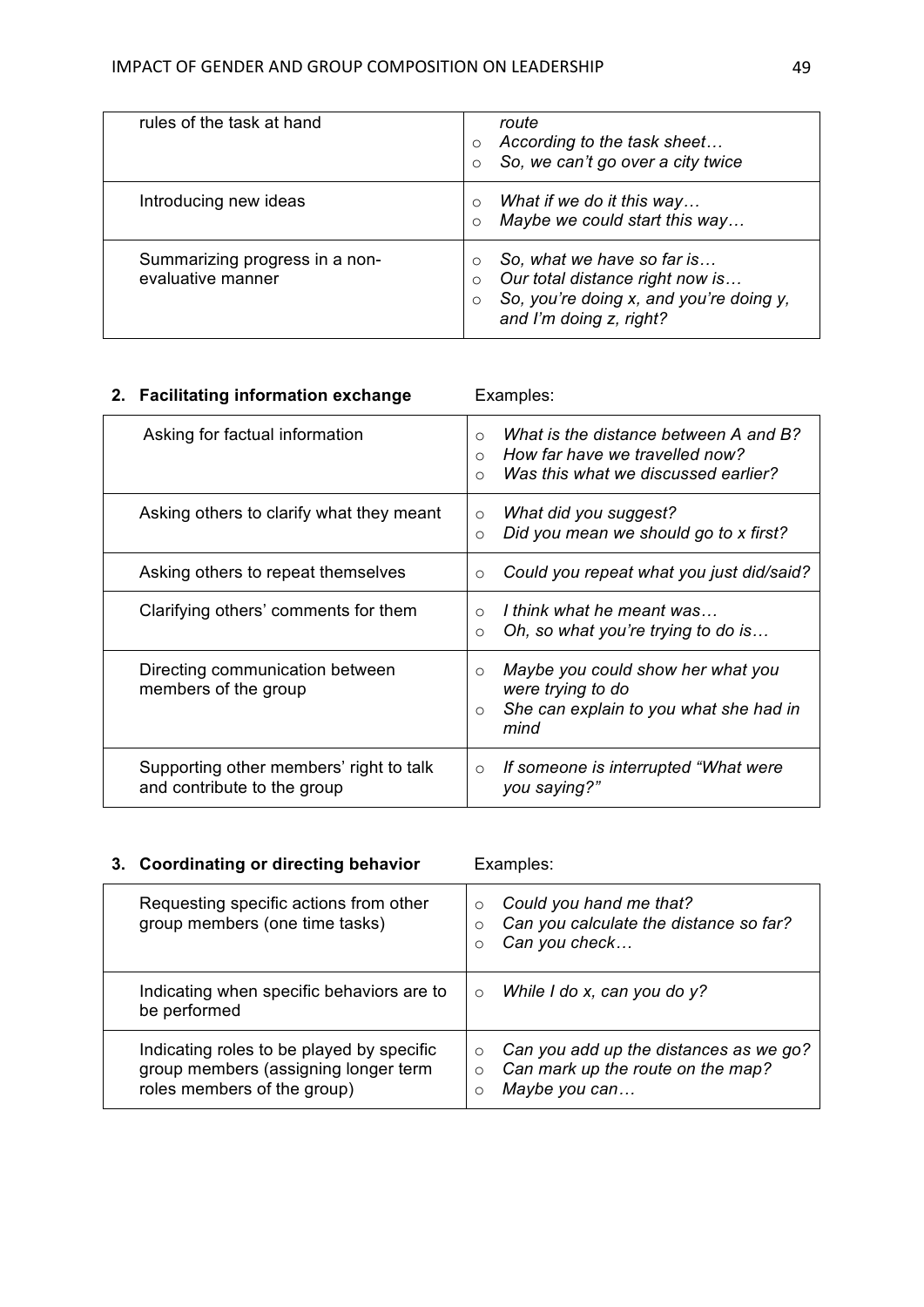| | |
|---|---|
| rules of the task at hand | *route*<br>○ *According to the task sheet…*<br>○ *So, we can't go over a city twice* |
| Introducing new ideas | ○ *What if we do it this way…*<br>○ *Maybe we could start this way…* |
| Summarizing progress in a non-evaluative manner | ○ *So, what we have so far is…*<br>○ *Our total distance right now is…*<br>○ *So, you're doing x, and you're doing y, and I'm doing z, right?* |

**2. Facilitating information exchange** Examples:

| | |
|---|---|
| Asking for factual information | ○ *What is the distance between A and B?*<br>○ *How far have we travelled now?*<br>○ *Was this what we discussed earlier?* |
| Asking others to clarify what they meant | ○ *What did you suggest?*<br>○ *Did you mean we should go to x first?* |
| Asking others to repeat themselves | ○ *Could you repeat what you just did/said?* |
| Clarifying others' comments for them | ○ *I think what he meant was…*<br>○ *Oh, so what you're trying to do is…* |
| Directing communication between members of the group | ○ *Maybe you could show her what you were trying to do*<br>○ *She can explain to you what she had in mind* |
| Supporting other members' right to talk and contribute to the group | ○ *If someone is interrupted "What were you saying?"* |

**3. Coordinating or directing behavior** Examples:

| | |
|---|---|
| Requesting specific actions from other group members (one time tasks) | ○ *Could you hand me that?*<br>○ *Can you calculate the distance so far?*<br>○ *Can you check…* |
| Indicating when specific behaviors are to be performed | ○ *While I do x, can you do y?* |
| Indicating roles to be played by specific group members (assigning longer term roles members of the group) | ○ *Can you add up the distances as we go?*<br>○ *Can mark up the route on the map?*<br>○ *Maybe you can…* |